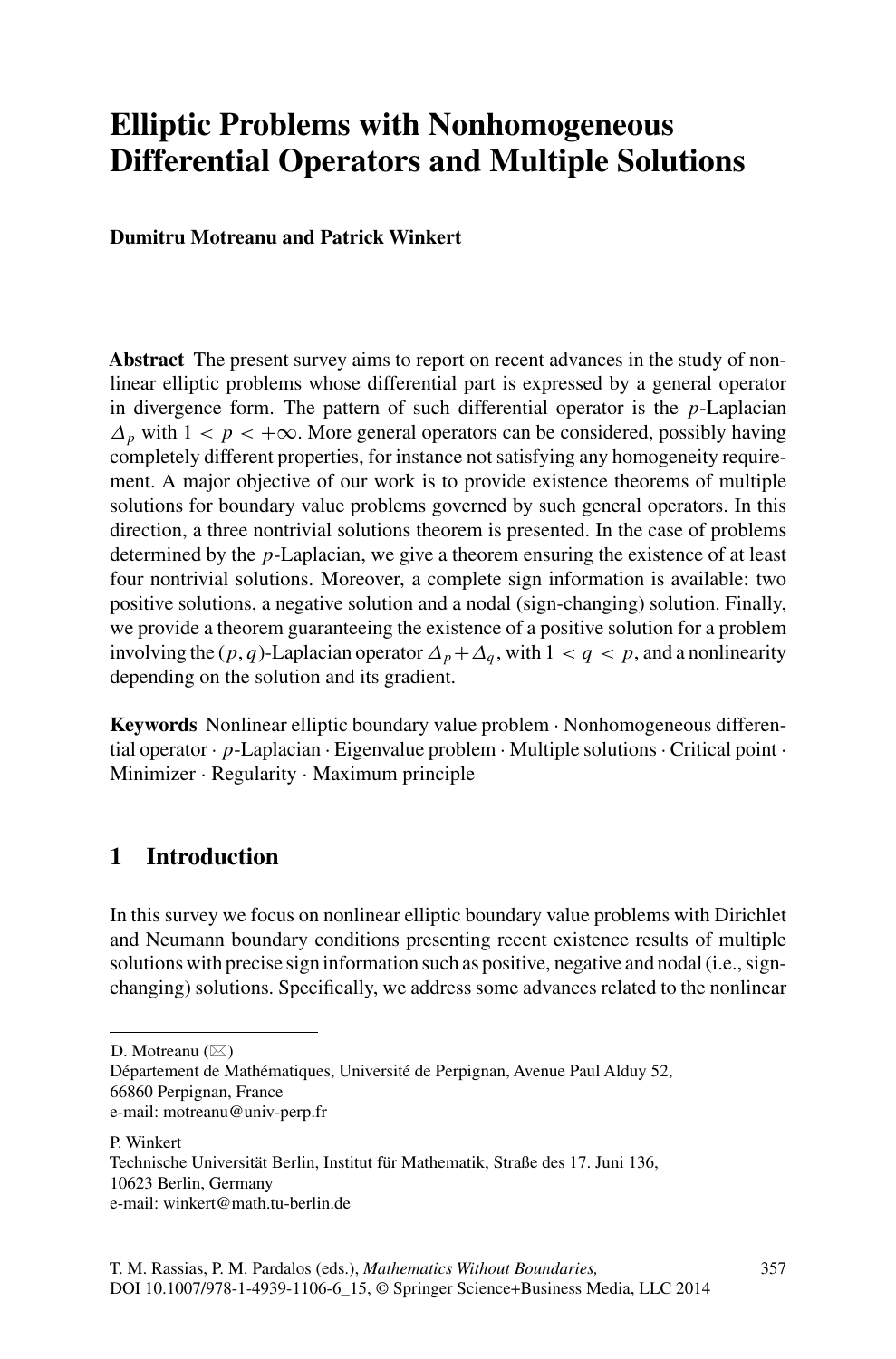# Elliptic Problems with Nonhomogeneous Differential Operators and Multiple Solutions

**Dumitru Motreanu and Patrick Winkert**

**Abstract** The present survey aims to report on recent advances in the study of nonlinear elliptic problems whose differential part is expressed by a general operator in divergence form. The pattern of such differential operator is the $p$-Laplacian $\Delta_p$ with $1 < p < +\infty$. More general operators can be considered, possibly having completely different properties, for instance not satisfying any homogeneity requirement. A major objective of our work is to provide existence theorems of multiple solutions for boundary value problems governed by such general operators. In this direction, a three nontrivial solutions theorem is presented. In the case of problems determined by the $p$-Laplacian, we give a theorem ensuring the existence of at least four nontrivial solutions. Moreover, a complete sign information is available: two positive solutions, a negative solution and a nodal (sign-changing) solution. Finally, we provide a theorem guaranteeing the existence of a positive solution for a problem involving the $(p, q)$-Laplacian operator $\Delta_p + \Delta_q$, with $1 < q < p$, and a nonlinearity depending on the solution and its gradient.

**Keywords** Nonlinear elliptic boundary value problem · Nonhomogeneous differential operator · $p$-Laplacian · Eigenvalue problem · Multiple solutions · Critical point · Minimizer · Regularity · Maximum principle

## 1 Introduction

In this survey we focus on nonlinear elliptic boundary value problems with Dirichlet and Neumann boundary conditions presenting recent existence results of multiple solutions with precise sign information such as positive, negative and nodal (i.e., sign-changing) solutions. Specifically, we address some advances related to the nonlinear

---

D. Motreanu (✉)
Département de Mathématiques, Université de Perpignan, Avenue Paul Alduy 52, 66860 Perpignan, France
e-mail: motreanu@univ-perp.fr

P. Winkert
Technische Universität Berlin, Institut für Mathematik, Straße des 17. Juni 136, 10623 Berlin, Germany
e-mail: winkert@math.tu-berlin.de

T. M. Rassias, P. M. Pardalos (eds.), *Mathematics Without Boundaries*,
DOI 10.1007/978-1-4939-1106-6_15, © Springer Science+Business Media, LLC 2014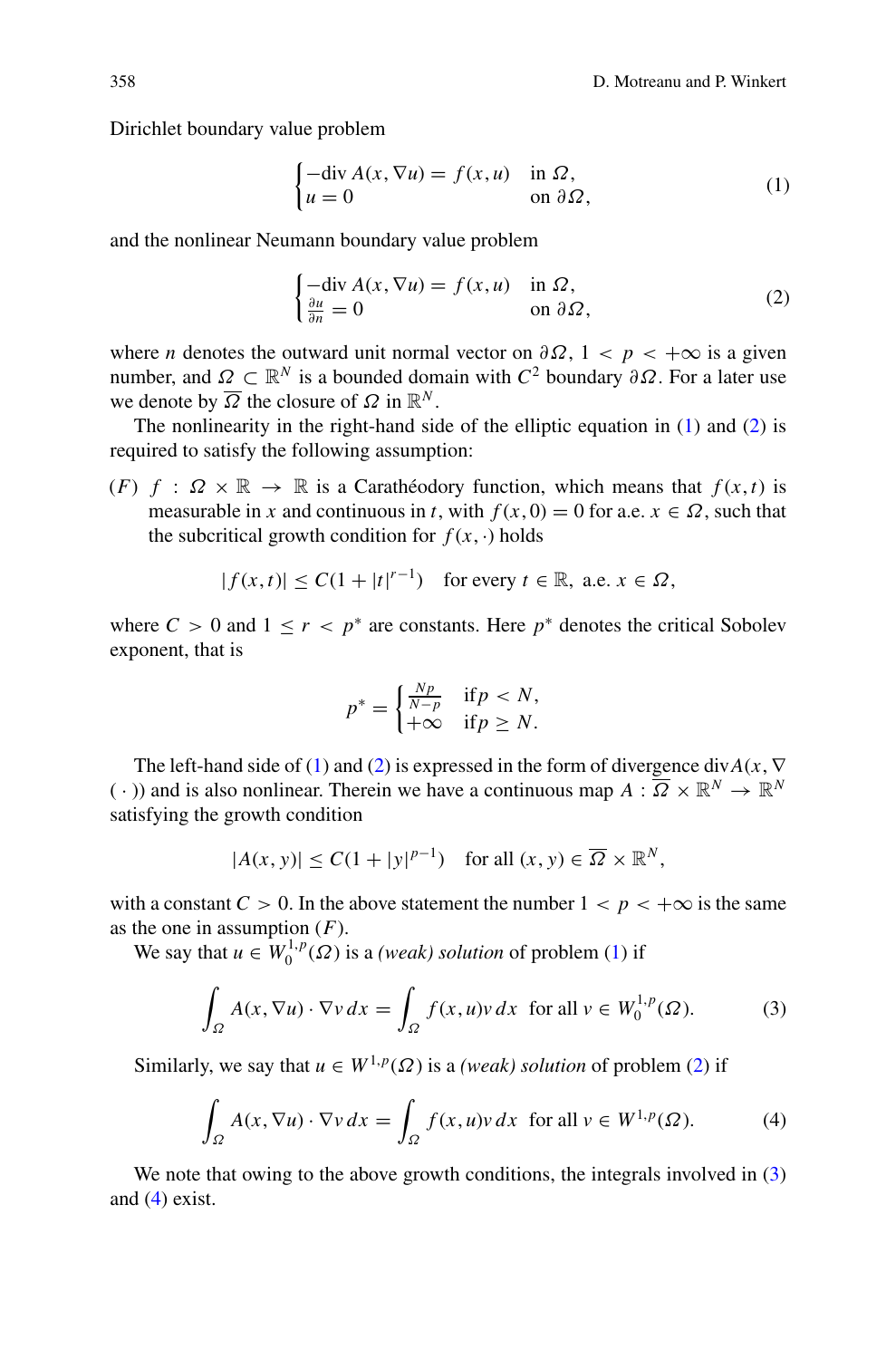Dirichlet boundary value problem

$$
\begin{cases} -\text{div}\, A(x, \nabla u) = f(x, u) & \text{in } \Omega, \\ u = 0 & \text{on } \partial\Omega, \end{cases} \tag{1}
$$

and the nonlinear Neumann boundary value problem

$$
\begin{cases} -\text{div}\, A(x, \nabla u) = f(x, u) & \text{in } \Omega, \\ \frac{\partial u}{\partial n} = 0 & \text{on } \partial\Omega, \end{cases} \tag{2}
$$

where $n$ denotes the outward unit normal vector on $\partial\Omega$, $1 < p < +\infty$ is a given number, and $\Omega \subset \mathbb{R}^N$ is a bounded domain with $C^2$ boundary $\partial\Omega$. For a later use we denote by $\overline{\Omega}$ the closure of $\Omega$ in $\mathbb{R}^N$.

The nonlinearity in the right-hand side of the elliptic equation in (1) and (2) is required to satisfy the following assumption:

$(F)$ $f : \Omega \times \mathbb{R} \to \mathbb{R}$ is a Carathéodory function, which means that $f(x,t)$ is measurable in $x$ and continuous in $t$, with $f(x, 0) = 0$ for a.e. $x \in \Omega$, such that the subcritical growth condition for $f(x, \cdot)$ holds

$$
|f(x,t)| \leq C(1 + |t|^{r-1}) \quad \text{for every } t \in \mathbb{R}, \text{ a.e. } x \in \Omega,
$$

where $C > 0$ and $1 \leq r < p^*$ are constants. Here $p^*$ denotes the critical Sobolev exponent, that is

$$
p^* = \begin{cases} \frac{Np}{N-p} & \text{if} p < N, \\ +\infty & \text{if} p \geq N. \end{cases}
$$

The left-hand side of (1) and (2) is expressed in the form of divergence $\text{div} A(x, \nabla(\cdot))$ and is also nonlinear. Therein we have a continuous map $A : \overline{\Omega} \times \mathbb{R}^N \to \mathbb{R}^N$ satisfying the growth condition

$$
|A(x, y)| \leq C(1 + |y|^{p-1}) \quad \text{for all } (x, y) \in \overline{\Omega} \times \mathbb{R}^N,
$$

with a constant $C > 0$. In the above statement the number $1 < p < +\infty$ is the same as the one in assumption $(F)$.

We say that $u \in W_0^{1,p}(\Omega)$ is a *(weak) solution* of problem (1) if

$$
\int_\Omega A(x, \nabla u) \cdot \nabla v \, dx = \int_\Omega f(x, u) v \, dx \ \text{ for all } v \in W_0^{1,p}(\Omega). \tag{3}
$$

Similarly, we say that $u \in W^{1,p}(\Omega)$ is a *(weak) solution* of problem (2) if

$$
\int_\Omega A(x, \nabla u) \cdot \nabla v \, dx = \int_\Omega f(x, u) v \, dx \ \text{ for all } v \in W^{1,p}(\Omega). \tag{4}
$$

We note that owing to the above growth conditions, the integrals involved in (3) and (4) exist.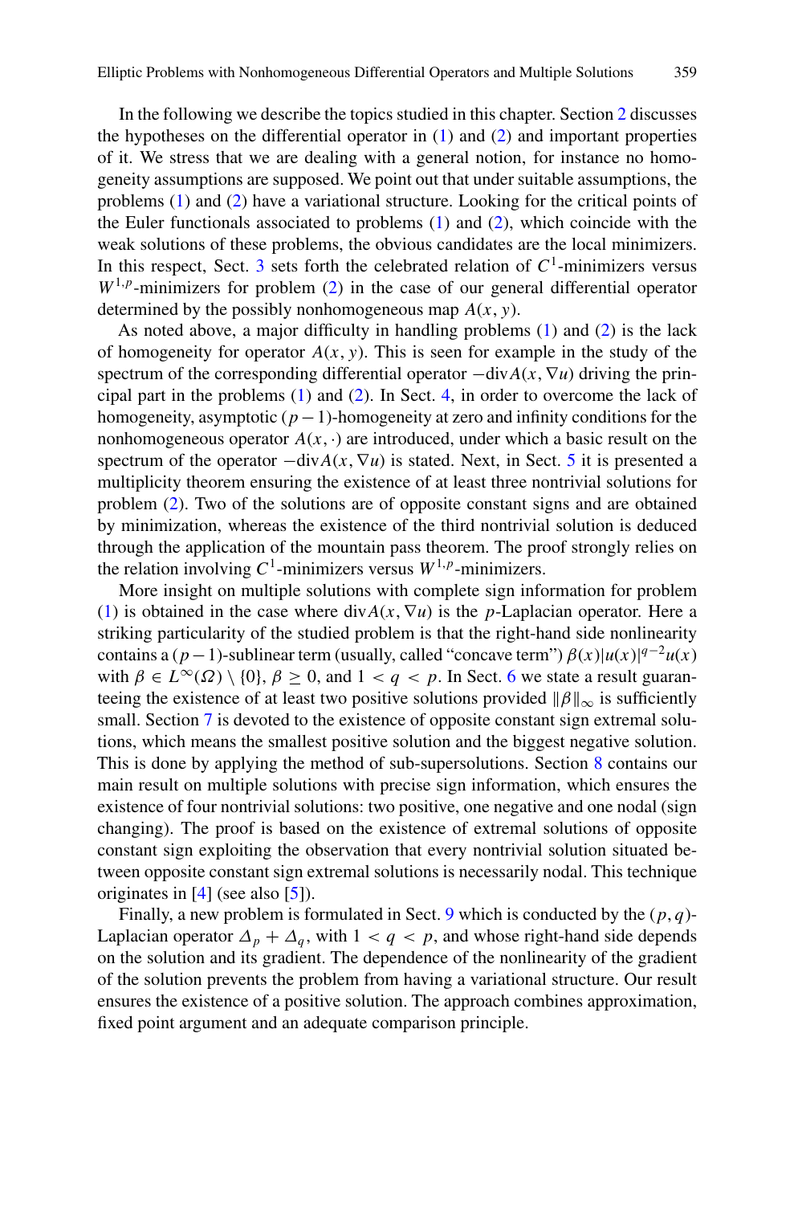In the following we describe the topics studied in this chapter. Section 2 discusses the hypotheses on the differential operator in (1) and (2) and important properties of it. We stress that we are dealing with a general notion, for instance no homogeneity assumptions are supposed. We point out that under suitable assumptions, the problems (1) and (2) have a variational structure. Looking for the critical points of the Euler functionals associated to problems (1) and (2), which coincide with the weak solutions of these problems, the obvious candidates are the local minimizers. In this respect, Sect. 3 sets forth the celebrated relation of $C^1$-minimizers versus $W^{1,p}$-minimizers for problem (2) in the case of our general differential operator determined by the possibly nonhomogeneous map $A(x,y)$.

As noted above, a major difficulty in handling problems (1) and (2) is the lack of homogeneity for operator $A(x,y)$. This is seen for example in the study of the spectrum of the corresponding differential operator $-\mathrm{div} A(x,\nabla u)$ driving the principal part in the problems (1) and (2). In Sect. 4, in order to overcome the lack of homogeneity, asymptotic $(p-1)$-homogeneity at zero and infinity conditions for the nonhomogeneous operator $A(x,\cdot)$ are introduced, under which a basic result on the spectrum of the operator $-\mathrm{div} A(x,\nabla u)$ is stated. Next, in Sect. 5 it is presented a multiplicity theorem ensuring the existence of at least three nontrivial solutions for problem (2). Two of the solutions are of opposite constant signs and are obtained by minimization, whereas the existence of the third nontrivial solution is deduced through the application of the mountain pass theorem. The proof strongly relies on the relation involving $C^1$-minimizers versus $W^{1,p}$-minimizers.

More insight on multiple solutions with complete sign information for problem (1) is obtained in the case where $\mathrm{div} A(x,\nabla u)$ is the $p$-Laplacian operator. Here a striking particularity of the studied problem is that the right-hand side nonlinearity contains a $(p-1)$-sublinear term (usually, called "concave term") $\beta(x)|u(x)|^{q-2}u(x)$ with $\beta \in L^\infty(\Omega)\setminus\{0\}$, $\beta \geq 0$, and $1 < q < p$. In Sect. 6 we state a result guaranteeing the existence of at least two positive solutions provided $\|\beta\|_\infty$ is sufficiently small. Section 7 is devoted to the existence of opposite constant sign extremal solutions, which means the smallest positive solution and the biggest negative solution. This is done by applying the method of sub-supersolutions. Section 8 contains our main result on multiple solutions with precise sign information, which ensures the existence of four nontrivial solutions: two positive, one negative and one nodal (sign changing). The proof is based on the existence of extremal solutions of opposite constant sign exploiting the observation that every nontrivial solution situated between opposite constant sign extremal solutions is necessarily nodal. This technique originates in [4] (see also [5]).

Finally, a new problem is formulated in Sect. 9 which is conducted by the $(p,q)$-Laplacian operator $\Delta_p + \Delta_q$, with $1 < q < p$, and whose right-hand side depends on the solution and its gradient. The dependence of the nonlinearity of the gradient of the solution prevents the problem from having a variational structure. Our result ensures the existence of a positive solution. The approach combines approximation, fixed point argument and an adequate comparison principle.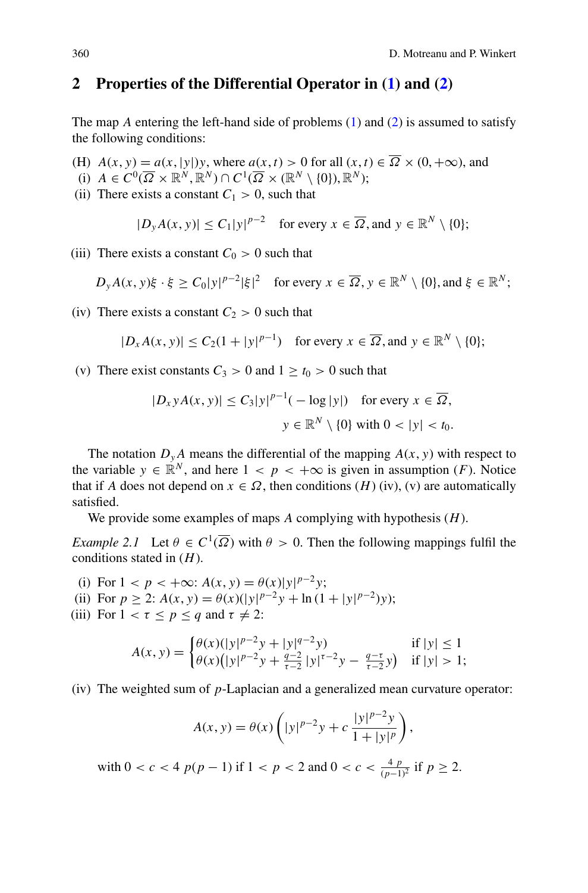## 2 Properties of the Differential Operator in (1) and (2)

The map $A$ entering the left-hand side of problems (1) and (2) is assumed to satisfy the following conditions:

(H) $A(x, y) = a(x, |y|)y$, where $a(x, t) > 0$ for all $(x, t) \in \overline{\Omega} \times (0, +\infty)$, and

(i) $A \in C^0(\overline{\Omega} \times \mathbb{R}^N, \mathbb{R}^N) \cap C^1(\overline{\Omega} \times (\mathbb{R}^N \setminus \{0\}), \mathbb{R}^N)$;

(ii) There exists a constant $C_1 > 0$, such that

$$|D_y A(x, y)| \leq C_1 |y|^{p-2} \quad \text{for every } x \in \overline{\Omega}, \text{and } y \in \mathbb{R}^N \setminus \{0\};$$

(iii) There exists a constant $C_0 > 0$ such that

$$D_y A(x, y)\xi \cdot \xi \geq C_0 |y|^{p-2} |\xi|^2 \quad \text{for every } x \in \overline{\Omega}, y \in \mathbb{R}^N \setminus \{0\}, \text{and } \xi \in \mathbb{R}^N;$$

(iv) There exists a constant $C_2 > 0$ such that

$$|D_x A(x, y)| \leq C_2(1 + |y|^{p-1}) \quad \text{for every } x \in \overline{\Omega}, \text{and } y \in \mathbb{R}^N \setminus \{0\};$$

(v) There exist constants $C_3 > 0$ and $1 \geq t_0 > 0$ such that

$$|D_x y A(x, y)| \leq C_3 |y|^{p-1}(-\log|y|) \quad \text{for every } x \in \overline{\Omega},$$
$$y \in \mathbb{R}^N \setminus \{0\} \text{ with } 0 < |y| < t_0.$$

The notation $D_y A$ means the differential of the mapping $A(x, y)$ with respect to the variable $y \in \mathbb{R}^N$, and here $1 < p < +\infty$ is given in assumption $(F)$. Notice that if $A$ does not depend on $x \in \Omega$, then conditions $(H)$ (iv), (v) are automatically satisfied.

We provide some examples of maps $A$ complying with hypothesis $(H)$.

*Example 2.1* Let $\theta \in C^1(\overline{\Omega})$ with $\theta > 0$. Then the following mappings fulfil the conditions stated in $(H)$.

(i) For $1 < p < +\infty$: $A(x, y) = \theta(x)|y|^{p-2}y$;

(ii) For $p \geq 2$: $A(x, y) = \theta(x)(|y|^{p-2}y + \ln(1 + |y|^{p-2})y)$;

(iii) For $1 < \tau \leq p \leq q$ and $\tau \neq 2$:

$$A(x, y) = \begin{cases} \theta(x)(|y|^{p-2}y + |y|^{q-2}y) & \text{if } |y| \leq 1 \\ \theta(x)\left(|y|^{p-2}y + \frac{q-2}{\tau-2}|y|^{\tau-2}y - \frac{q-\tau}{\tau-2}y\right) & \text{if } |y| > 1; \end{cases}$$

(iv) The weighted sum of $p$-Laplacian and a generalized mean curvature operator:

$$A(x, y) = \theta(x)\left(|y|^{p-2}y + c\,\frac{|y|^{p-2}y}{1 + |y|^p}\right),$$

with $0 < c < 4\,p(p-1)$ if $1 < p < 2$ and $0 < c < \frac{4\,p}{(p-1)^2}$ if $p \geq 2$.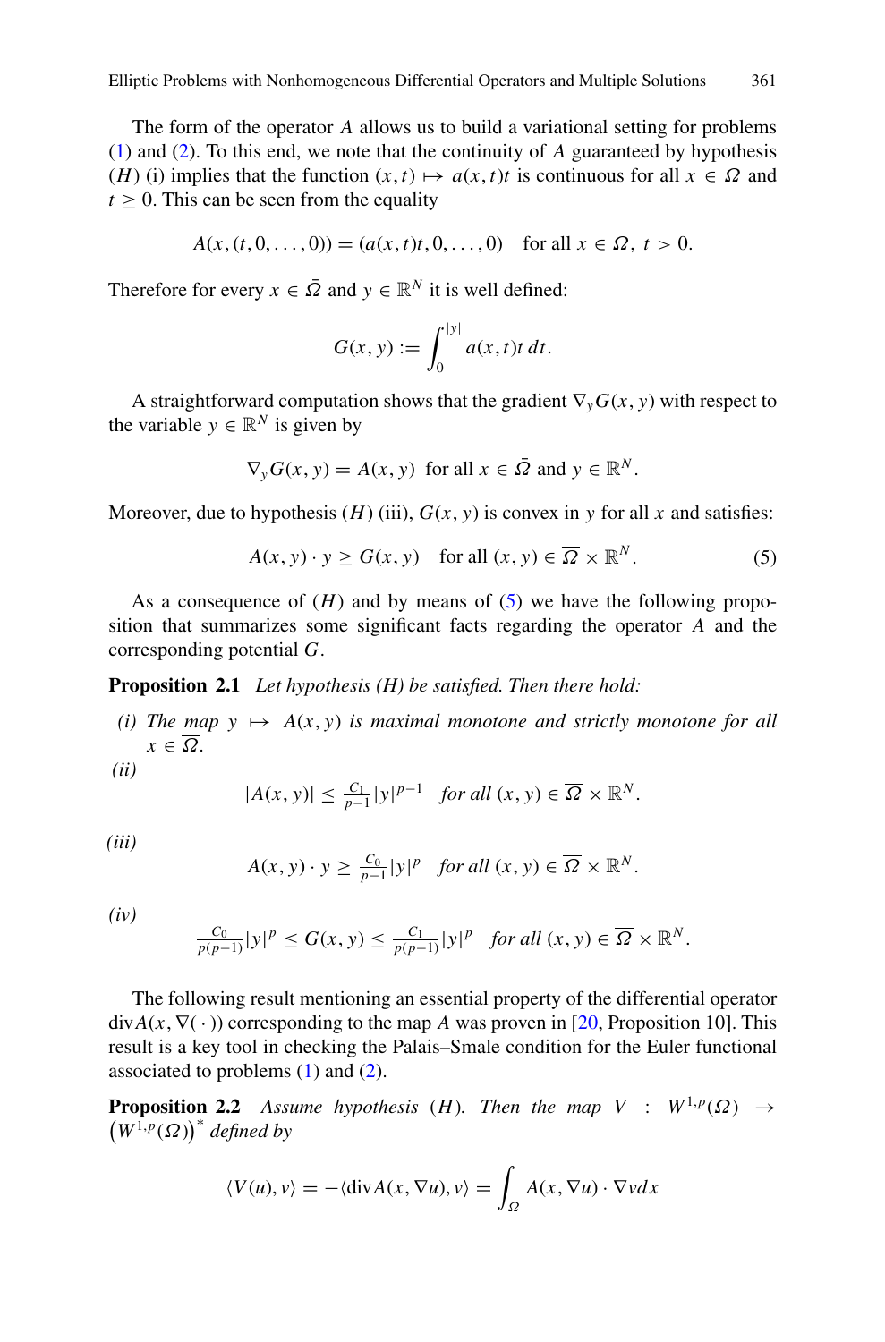The form of the operator $A$ allows us to build a variational setting for problems (1) and (2). To this end, we note that the continuity of $A$ guaranteed by hypothesis $(H)$ (i) implies that the function $(x,t) \mapsto a(x,t)t$ is continuous for all $x \in \overline{\Omega}$ and $t \geq 0$. This can be seen from the equality

$$A(x,(t,0,\ldots,0)) = (a(x,t)t, 0, \ldots, 0) \quad \text{for all } x \in \overline{\Omega},\ t > 0.$$

Therefore for every $x \in \bar{\Omega}$ and $y \in \mathbb{R}^N$ it is well defined:

$$G(x,y) := \int_0^{|y|} a(x,t)t \, dt.$$

A straightforward computation shows that the gradient $\nabla_y G(x,y)$ with respect to the variable $y \in \mathbb{R}^N$ is given by

$$\nabla_y G(x,y) = A(x,y) \ \text{ for all } x \in \bar{\Omega} \text{ and } y \in \mathbb{R}^N.$$

Moreover, due to hypothesis $(H)$ (iii), $G(x,y)$ is convex in $y$ for all $x$ and satisfies:

$$A(x,y) \cdot y \geq G(x,y) \quad \text{for all } (x,y) \in \overline{\Omega} \times \mathbb{R}^N. \tag{5}$$

As a consequence of $(H)$ and by means of (5) we have the following proposition that summarizes some significant facts regarding the operator $A$ and the corresponding potential $G$.

**Proposition 2.1** *Let hypothesis (H) be satisfied. Then there hold:*

*(i) The map $y \mapsto A(x,y)$ is maximal monotone and strictly monotone for all $x \in \overline{\Omega}$.*

*(ii)*

$$|A(x,y)| \leq \tfrac{C_1}{p-1}|y|^{p-1} \quad \textit{for all } (x,y) \in \overline{\Omega} \times \mathbb{R}^N.$$

*(iii)*

$$A(x,y) \cdot y \geq \tfrac{C_0}{p-1}|y|^p \quad \textit{for all } (x,y) \in \overline{\Omega} \times \mathbb{R}^N.$$

*(iv)*

$$\tfrac{C_0}{p(p-1)}|y|^p \leq G(x,y) \leq \tfrac{C_1}{p(p-1)}|y|^p \quad \textit{for all } (x,y) \in \overline{\Omega} \times \mathbb{R}^N.$$

The following result mentioning an essential property of the differential operator $\operatorname{div} A(x, \nabla(\,\cdot\,))$ corresponding to the map $A$ was proven in [20, Proposition 10]. This result is a key tool in checking the Palais–Smale condition for the Euler functional associated to problems (1) and (2).

**Proposition 2.2** *Assume hypothesis $(H)$. Then the map $V : W^{1,p}(\Omega) \to \left(W^{1,p}(\Omega)\right)^*$ defined by*

$$\langle V(u), v \rangle = -\langle \operatorname{div} A(x, \nabla u), v \rangle = \int_\Omega A(x, \nabla u) \cdot \nabla v dx$$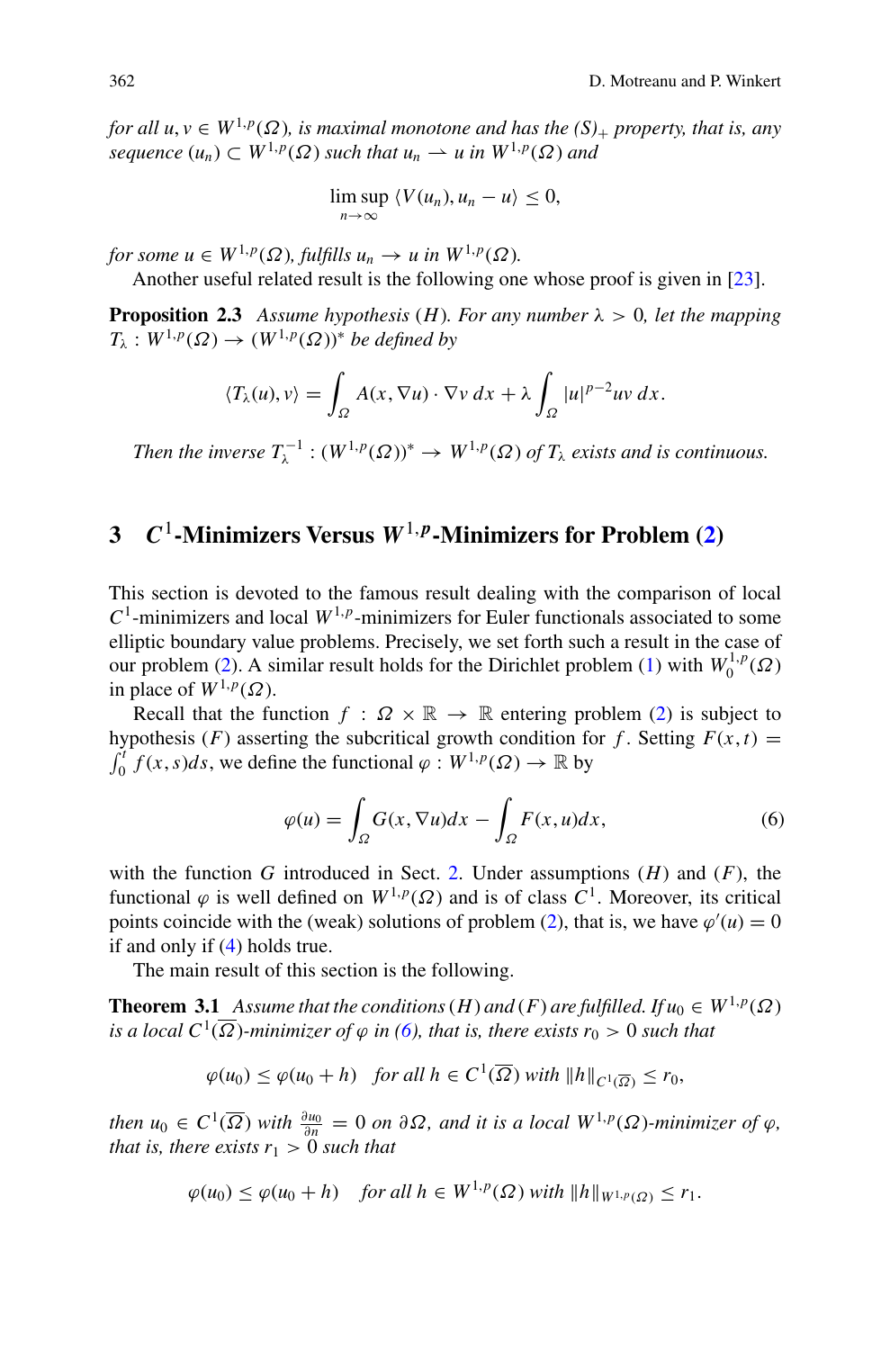*for all $u, v \in W^{1,p}(\Omega)$, is maximal monotone and has the $(S)_+$ property, that is, any sequence $(u_n) \subset W^{1,p}(\Omega)$ such that $u_n \rightharpoonup u$ in $W^{1,p}(\Omega)$ and*

$$\limsup_{n\to\infty} \langle V(u_n), u_n - u\rangle \leq 0,$$

*for some $u \in W^{1,p}(\Omega)$, fulfills $u_n \to u$ in $W^{1,p}(\Omega)$.*

Another useful related result is the following one whose proof is given in [23].

**Proposition 2.3** *Assume hypothesis $(H)$. For any number $\lambda > 0$, let the mapping $T_\lambda : W^{1,p}(\Omega) \to (W^{1,p}(\Omega))^*$ be defined by*

$$\langle T_\lambda(u), v\rangle = \int_\Omega A(x, \nabla u)\cdot \nabla v\, dx + \lambda \int_\Omega |u|^{p-2}uv\, dx.$$

*Then the inverse $T_\lambda^{-1} : (W^{1,p}(\Omega))^* \to W^{1,p}(\Omega)$ of $T_\lambda$ exists and is continuous.*

## 3 $C^1$-Minimizers Versus $W^{1,p}$-Minimizers for Problem (2)

This section is devoted to the famous result dealing with the comparison of local $C^1$-minimizers and local $W^{1,p}$-minimizers for Euler functionals associated to some elliptic boundary value problems. Precisely, we set forth such a result in the case of our problem (2). A similar result holds for the Dirichlet problem (1) with $W_0^{1,p}(\Omega)$ in place of $W^{1,p}(\Omega)$.

Recall that the function $f : \Omega \times \mathbb{R} \to \mathbb{R}$ entering problem (2) is subject to hypothesis $(F)$ asserting the subcritical growth condition for $f$. Setting $F(x,t) = \int_0^t f(x,s)ds$, we define the functional $\varphi : W^{1,p}(\Omega) \to \mathbb{R}$ by

$$\varphi(u) = \int_\Omega G(x, \nabla u)dx - \int_\Omega F(x,u)dx, \tag{6}$$

with the function $G$ introduced in Sect. 2. Under assumptions $(H)$ and $(F)$, the functional $\varphi$ is well defined on $W^{1,p}(\Omega)$ and is of class $C^1$. Moreover, its critical points coincide with the (weak) solutions of problem (2), that is, we have $\varphi'(u) = 0$ if and only if (4) holds true.

The main result of this section is the following.

**Theorem 3.1** *Assume that the conditions $(H)$ and $(F)$ are fulfilled. If $u_0 \in W^{1,p}(\Omega)$ is a local $C^1(\overline{\Omega})$-minimizer of $\varphi$ in (6), that is, there exists $r_0 > 0$ such that*

$$\varphi(u_0) \leq \varphi(u_0 + h) \quad \text{for all } h \in C^1(\overline{\Omega}) \text{ with } \|h\|_{C^1(\overline{\Omega})} \leq r_0,$$

*then $u_0 \in C^1(\overline{\Omega})$ with $\frac{\partial u_0}{\partial n} = 0$ on $\partial\Omega$, and it is a local $W^{1,p}(\Omega)$-minimizer of $\varphi$, that is, there exists $r_1 > 0$ such that*

$$\varphi(u_0) \leq \varphi(u_0 + h) \quad \text{for all } h \in W^{1,p}(\Omega) \text{ with } \|h\|_{W^{1,p}(\Omega)} \leq r_1.$$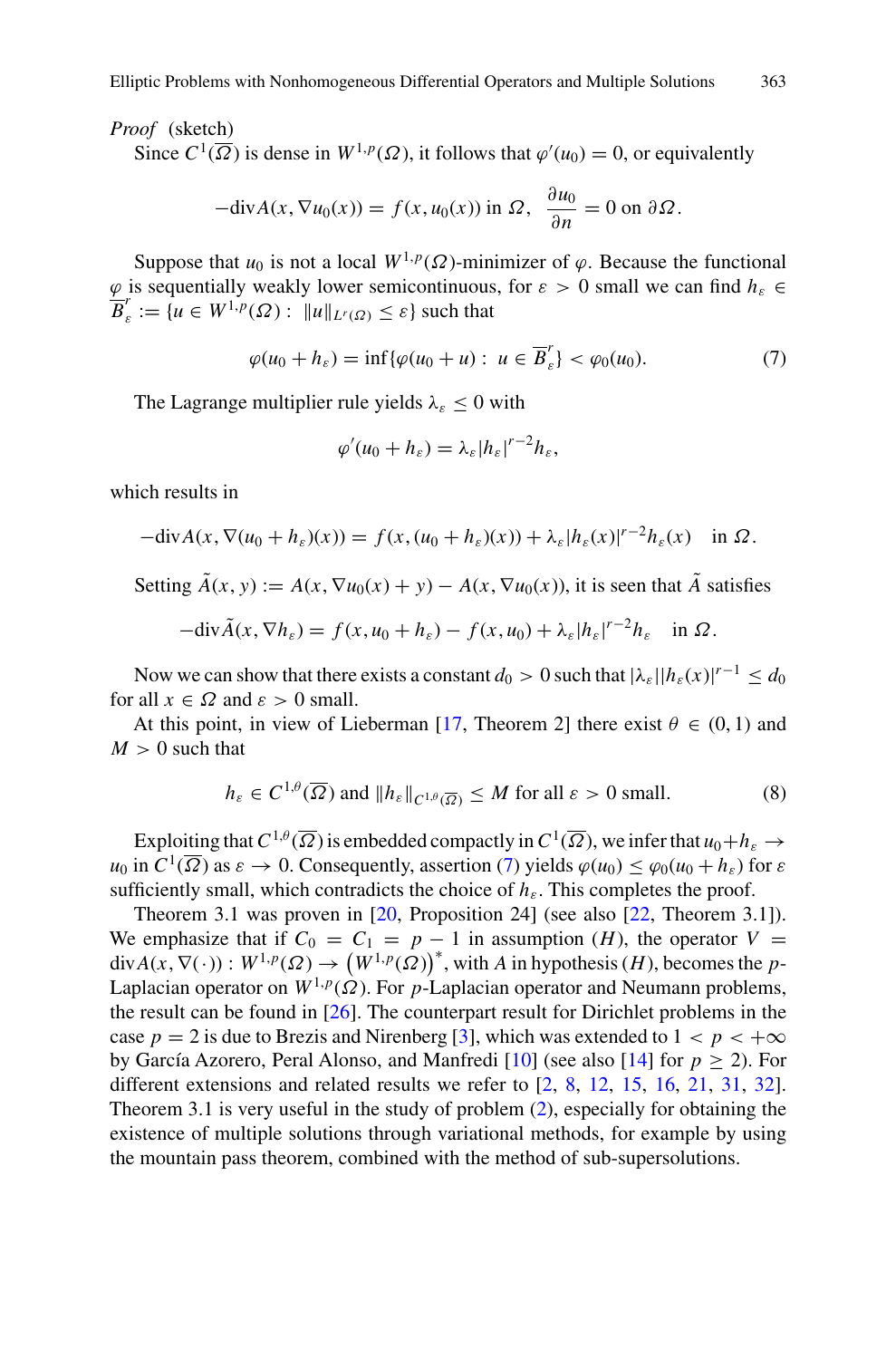*Proof* (sketch)

Since $C^1(\overline{\Omega})$ is dense in $W^{1,p}(\Omega)$, it follows that $\varphi'(u_0) = 0$, or equivalently

$$-\mathrm{div}A(x, \nabla u_0(x)) = f(x, u_0(x)) \text{ in } \Omega, \quad \frac{\partial u_0}{\partial n} = 0 \text{ on } \partial\Omega.$$

Suppose that $u_0$ is not a local $W^{1,p}(\Omega)$-minimizer of $\varphi$. Because the functional $\varphi$ is sequentially weakly lower semicontinuous, for $\varepsilon > 0$ small we can find $h_\varepsilon \in \overline{B}^r_\varepsilon := \{u \in W^{1,p}(\Omega) : \|u\|_{L^r(\Omega)} \leq \varepsilon\}$ such that

$$\varphi(u_0 + h_\varepsilon) = \inf\{\varphi(u_0 + u) : u \in \overline{B}^r_\varepsilon\} < \varphi_0(u_0). \tag{7}$$

The Lagrange multiplier rule yields $\lambda_\varepsilon \leq 0$ with

$$\varphi'(u_0 + h_\varepsilon) = \lambda_\varepsilon |h_\varepsilon|^{r-2} h_\varepsilon,$$

which results in

$$-\mathrm{div}A(x, \nabla(u_0 + h_\varepsilon)(x)) = f(x, (u_0 + h_\varepsilon)(x)) + \lambda_\varepsilon |h_\varepsilon(x)|^{r-2} h_\varepsilon(x) \quad \text{in } \Omega.$$

Setting $\tilde{A}(x, y) := A(x, \nabla u_0(x) + y) - A(x, \nabla u_0(x))$, it is seen that $\tilde{A}$ satisfies

$$-\mathrm{div}\tilde{A}(x, \nabla h_\varepsilon) = f(x, u_0 + h_\varepsilon) - f(x, u_0) + \lambda_\varepsilon |h_\varepsilon|^{r-2} h_\varepsilon \quad \text{in } \Omega.$$

Now we can show that there exists a constant $d_0 > 0$ such that $|\lambda_\varepsilon||h_\varepsilon(x)|^{r-1} \leq d_0$ for all $x \in \Omega$ and $\varepsilon > 0$ small.

At this point, in view of Lieberman [17, Theorem 2] there exist $\theta \in (0, 1)$ and $M > 0$ such that

$$h_\varepsilon \in C^{1,\theta}(\overline{\Omega}) \text{ and } \|h_\varepsilon\|_{C^{1,\theta}(\overline{\Omega})} \leq M \text{ for all } \varepsilon > 0 \text{ small.} \tag{8}$$

Exploiting that $C^{1,\theta}(\overline{\Omega})$ is embedded compactly in $C^1(\overline{\Omega})$, we infer that $u_0 + h_\varepsilon \to u_0$ in $C^1(\overline{\Omega})$ as $\varepsilon \to 0$. Consequently, assertion (7) yields $\varphi(u_0) \leq \varphi_0(u_0 + h_\varepsilon)$ for $\varepsilon$ sufficiently small, which contradicts the choice of $h_\varepsilon$. This completes the proof.

Theorem 3.1 was proven in [20, Proposition 24] (see also [22, Theorem 3.1]). We emphasize that if $C_0 = C_1 = p - 1$ in assumption $(H)$, the operator $V = \mathrm{div}A(x, \nabla(\cdot)) : W^{1,p}(\Omega) \to \left(W^{1,p}(\Omega)\right)^*$, with $A$ in hypothesis $(H)$, becomes the $p$-Laplacian operator on $W^{1,p}(\Omega)$. For $p$-Laplacian operator and Neumann problems, the result can be found in [26]. The counterpart result for Dirichlet problems in the case $p = 2$ is due to Brezis and Nirenberg [3], which was extended to $1 < p < +\infty$ by García Azorero, Peral Alonso, and Manfredi [10] (see also [14] for $p \geq 2$). For different extensions and related results we refer to [2, 8, 12, 15, 16, 21, 31, 32]. Theorem 3.1 is very useful in the study of problem (2), especially for obtaining the existence of multiple solutions through variational methods, for example by using the mountain pass theorem, combined with the method of sub-supersolutions.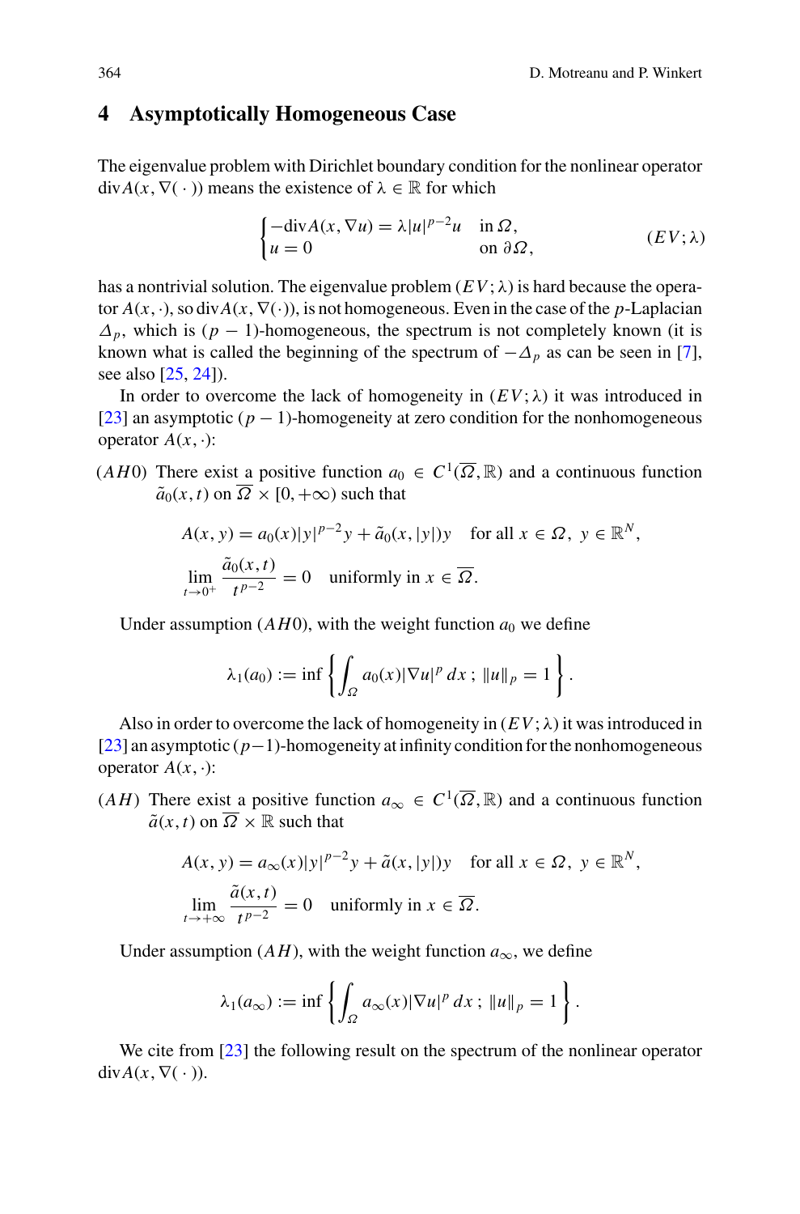## 4 Asymptotically Homogeneous Case

The eigenvalue problem with Dirichlet boundary condition for the nonlinear operator $\operatorname{div} A(x, \nabla(\,\cdot\,))$ means the existence of $\lambda \in \mathbb{R}$ for which

$$\begin{cases} -\operatorname{div} A(x, \nabla u) = \lambda |u|^{p-2} u & \text{in } \Omega, \\ u = 0 & \text{on } \partial\Omega, \end{cases} \tag{$EV;\lambda$}$$

has a nontrivial solution. The eigenvalue problem $(EV;\lambda)$ is hard because the operator $A(x,\cdot)$, so $\operatorname{div} A(x, \nabla(\cdot))$, is not homogeneous. Even in the case of the $p$-Laplacian $\Delta_p$, which is $(p-1)$-homogeneous, the spectrum is not completely known (it is known what is called the beginning of the spectrum of $-\Delta_p$ as can be seen in [7], see also [25, 24]).

In order to overcome the lack of homogeneity in $(EV;\lambda)$ it was introduced in [23] an asymptotic $(p-1)$-homogeneity at zero condition for the nonhomogeneous operator $A(x,\cdot)$:

$(AH0)$ There exist a positive function $a_0 \in C^1(\overline{\Omega}, \mathbb{R})$ and a continuous function $\tilde{a}_0(x,t)$ on $\overline{\Omega} \times [0,+\infty)$ such that

$$A(x,y) = a_0(x)|y|^{p-2}y + \tilde{a}_0(x,|y|)y \quad \text{for all } x \in \Omega,\ y \in \mathbb{R}^N,$$

$$\lim_{t \to 0^+} \frac{\tilde{a}_0(x,t)}{t^{p-2}} = 0 \quad \text{uniformly in } x \in \overline{\Omega}.$$

Under assumption $(AH0)$, with the weight function $a_0$ we define

$$\lambda_1(a_0) := \inf\left\{ \int_\Omega a_0(x)|\nabla u|^p \, dx \,;\ \|u\|_p = 1 \right\}.$$

Also in order to overcome the lack of homogeneity in $(EV;\lambda)$ it was introduced in [23] an asymptotic $(p-1)$-homogeneity at infinity condition for the nonhomogeneous operator $A(x,\cdot)$:

$(AH)$ There exist a positive function $a_\infty \in C^1(\overline{\Omega}, \mathbb{R})$ and a continuous function $\tilde{a}(x,t)$ on $\overline{\Omega} \times \mathbb{R}$ such that

$$A(x,y) = a_\infty(x)|y|^{p-2}y + \tilde{a}(x,|y|)y \quad \text{for all } x \in \Omega,\ y \in \mathbb{R}^N,$$

$$\lim_{t \to +\infty} \frac{\tilde{a}(x,t)}{t^{p-2}} = 0 \quad \text{uniformly in } x \in \overline{\Omega}.$$

Under assumption $(AH)$, with the weight function $a_\infty$, we define

$$\lambda_1(a_\infty) := \inf\left\{ \int_\Omega a_\infty(x)|\nabla u|^p \, dx \,;\ \|u\|_p = 1 \right\}.$$

We cite from [23] the following result on the spectrum of the nonlinear operator $\operatorname{div} A(x, \nabla(\,\cdot\,))$.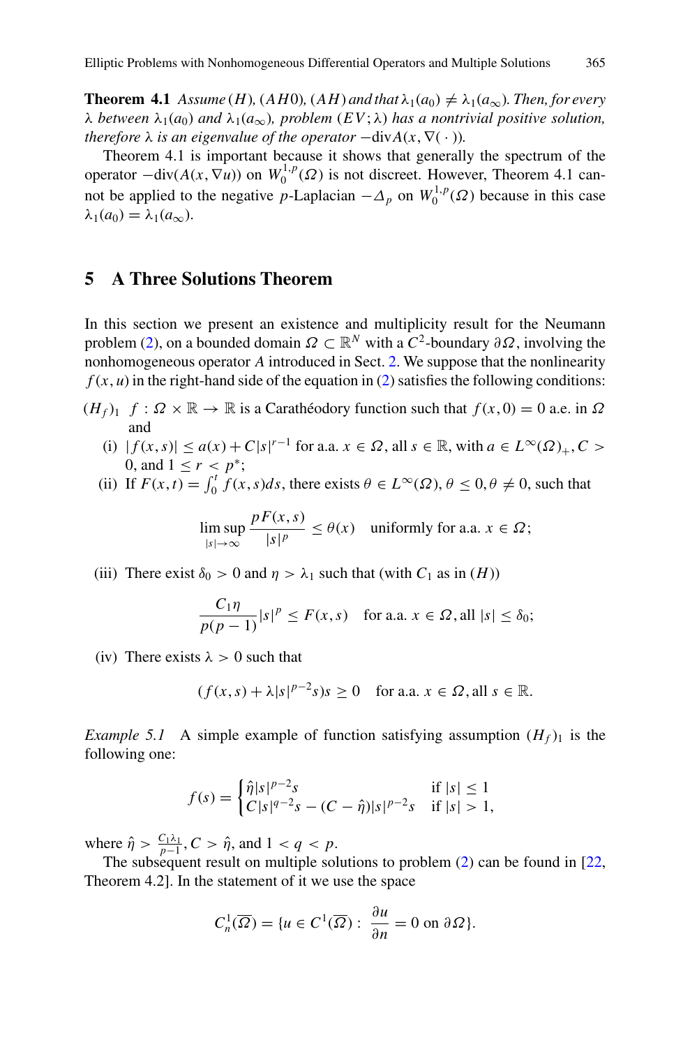**Theorem 4.1** *Assume $(H)$, $(AH0)$, $(AH)$ and that $\lambda_1(a_0) \neq \lambda_1(a_\infty)$. Then, for every $\lambda$ between $\lambda_1(a_0)$ and $\lambda_1(a_\infty)$, problem $(EV;\lambda)$ has a nontrivial positive solution, therefore $\lambda$ is an eigenvalue of the operator $-\mathrm{div} A(x, \nabla(\,\cdot\,))$.*

Theorem 4.1 is important because it shows that generally the spectrum of the operator $-\mathrm{div}(A(x, \nabla u))$ on $W_0^{1,p}(\Omega)$ is not discreet. However, Theorem 4.1 cannot be applied to the negative $p$-Laplacian $-\Delta_p$ on $W_0^{1,p}(\Omega)$ because in this case $\lambda_1(a_0) = \lambda_1(a_\infty)$.

## 5 A Three Solutions Theorem

In this section we present an existence and multiplicity result for the Neumann problem (2), on a bounded domain $\Omega \subset \mathbb{R}^N$ with a $C^2$-boundary $\partial\Omega$, involving the nonhomogeneous operator $A$ introduced in Sect. 2. We suppose that the nonlinearity $f(x, u)$ in the right-hand side of the equation in (2) satisfies the following conditions:

$(H_f)_1$ $f : \Omega \times \mathbb{R} \to \mathbb{R}$ is a Carathéodory function such that $f(x, 0) = 0$ a.e. in $\Omega$ and

- (i) $|f(x, s)| \leq a(x) + C|s|^{r-1}$ for a.a. $x \in \Omega$, all $s \in \mathbb{R}$, with $a \in L^\infty(\Omega)_+$, $C > 0$, and $1 \leq r < p^*$;
- (ii) If $F(x, t) = \int_0^t f(x, s)ds$, there exists $\theta \in L^\infty(\Omega)$, $\theta \leq 0$, $\theta \neq 0$, such that

$$\limsup_{|s|\to\infty} \frac{pF(x, s)}{|s|^p} \leq \theta(x) \quad \text{uniformly for a.a. } x \in \Omega;$$

- (iii) There exist $\delta_0 > 0$ and $\eta > \lambda_1$ such that (with $C_1$ as in $(H)$)

$$\frac{C_1\eta}{p(p-1)}|s|^p \leq F(x, s) \quad \text{for a.a. } x \in \Omega, \text{all } |s| \leq \delta_0;$$

- (iv) There exists $\lambda > 0$ such that

$$(f(x, s) + \lambda|s|^{p-2}s)s \geq 0 \quad \text{for a.a. } x \in \Omega, \text{all } s \in \mathbb{R}.$$

*Example 5.1* A simple example of function satisfying assumption $(H_f)_1$ is the following one:

$$f(s) = \begin{cases} \hat{\eta}|s|^{p-2}s & \text{if } |s| \leq 1 \\ C|s|^{q-2}s - (C - \hat{\eta})|s|^{p-2}s & \text{if } |s| > 1, \end{cases}$$

where $\hat{\eta} > \frac{C_1\lambda_1}{p-1}$, $C > \hat{\eta}$, and $1 < q < p$.

The subsequent result on multiple solutions to problem (2) can be found in [22, Theorem 4.2]. In the statement of it we use the space

$$C_n^1(\overline{\Omega}) = \{u \in C^1(\overline{\Omega}) : \frac{\partial u}{\partial n} = 0 \text{ on } \partial\Omega\}.$$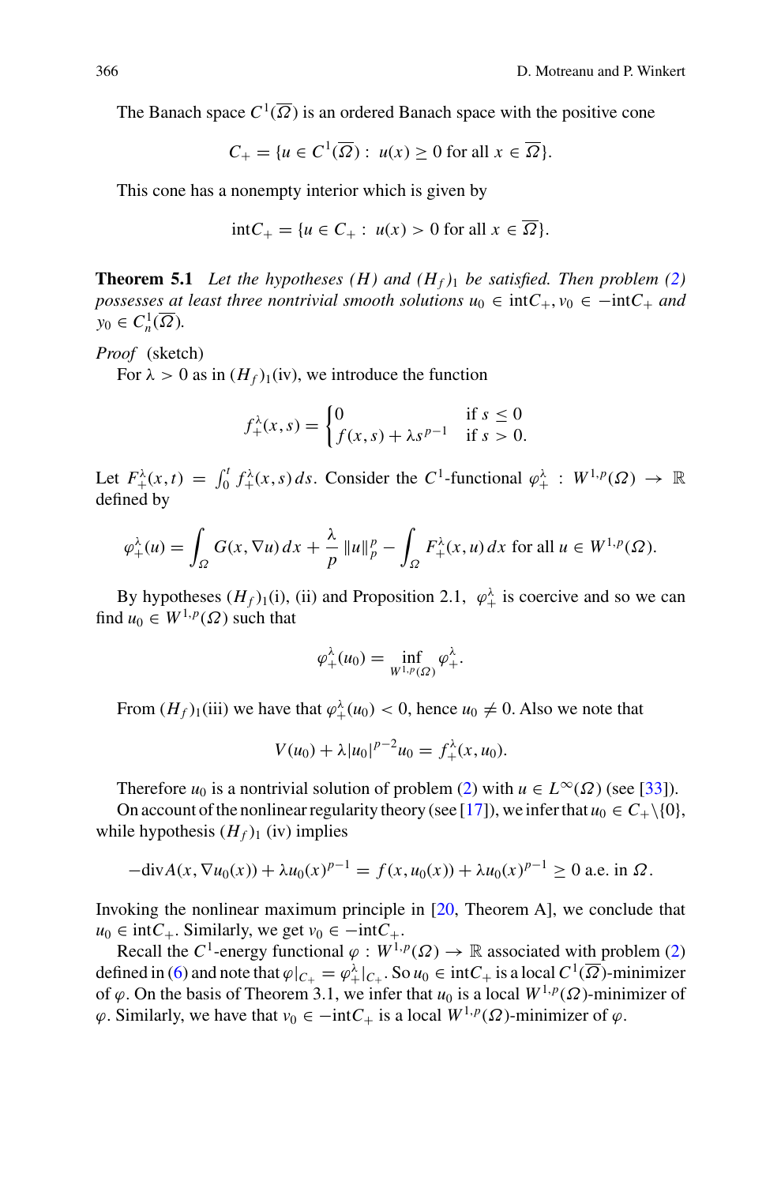The Banach space $C^1(\overline{\Omega})$ is an ordered Banach space with the positive cone

$$C_+ = \{u \in C^1(\overline{\Omega}) : \ u(x) \geq 0 \text{ for all } x \in \overline{\Omega}\}.$$

This cone has a nonempty interior which is given by

$$\text{int}C_+ = \{u \in C_+ : \ u(x) > 0 \text{ for all } x \in \overline{\Omega}\}.$$

**Theorem 5.1** *Let the hypotheses (H) and $(H_f)_1$ be satisfied. Then problem (2) possesses at least three nontrivial smooth solutions $u_0 \in \text{int}C_+$, $v_0 \in -\text{int}C_+$ and $y_0 \in C^1_n(\overline{\Omega})$.*

*Proof* (sketch)

For $\lambda > 0$ as in $(H_f)_1$(iv), we introduce the function

$$f_+^\lambda(x,s) = \begin{cases} 0 & \text{if } s \leq 0 \\ f(x,s) + \lambda s^{p-1} & \text{if } s > 0. \end{cases}$$

Let $F_+^\lambda(x,t) = \int_0^t f_+^\lambda(x,s)\, ds$. Consider the $C^1$-functional $\varphi_+^\lambda : W^{1,p}(\Omega) \to \mathbb{R}$ defined by

$$\varphi_+^\lambda(u) = \int_\Omega G(x, \nabla u)\, dx + \frac{\lambda}{p}\|u\|_p^p - \int_\Omega F_+^\lambda(x,u)\, dx \text{ for all } u \in W^{1,p}(\Omega).$$

By hypotheses $(H_f)_1$(i), (ii) and Proposition 2.1, $\varphi_+^\lambda$ is coercive and so we can find $u_0 \in W^{1,p}(\Omega)$ such that

$$\varphi_+^\lambda(u_0) = \inf_{W^{1,p}(\Omega)} \varphi_+^\lambda.$$

From $(H_f)_1$(iii) we have that $\varphi_+^\lambda(u_0) < 0$, hence $u_0 \neq 0$. Also we note that

$$V(u_0) + \lambda |u_0|^{p-2}u_0 = f_+^\lambda(x, u_0).$$

Therefore $u_0$ is a nontrivial solution of problem (2) with $u \in L^\infty(\Omega)$ (see [33]).

On account of the nonlinear regularity theory (see [17]), we infer that $u_0 \in C_+ \backslash \{0\}$, while hypothesis $(H_f)_1$ (iv) implies

$$-\text{div} A(x, \nabla u_0(x)) + \lambda u_0(x)^{p-1} = f(x, u_0(x)) + \lambda u_0(x)^{p-1} \geq 0 \text{ a.e. in } \Omega.$$

Invoking the nonlinear maximum principle in [20, Theorem A], we conclude that $u_0 \in \text{int}C_+$. Similarly, we get $v_0 \in -\text{int}C_+$.

Recall the $C^1$-energy functional $\varphi : W^{1,p}(\Omega) \to \mathbb{R}$ associated with problem (2) defined in (6) and note that $\varphi|_{C_+} = \varphi_+^\lambda|_{C_+}$. So $u_0 \in \text{int}C_+$ is a local $C^1(\overline{\Omega})$-minimizer of $\varphi$. On the basis of Theorem 3.1, we infer that $u_0$ is a local $W^{1,p}(\Omega)$-minimizer of $\varphi$. Similarly, we have that $v_0 \in -\text{int}C_+$ is a local $W^{1,p}(\Omega)$-minimizer of $\varphi$.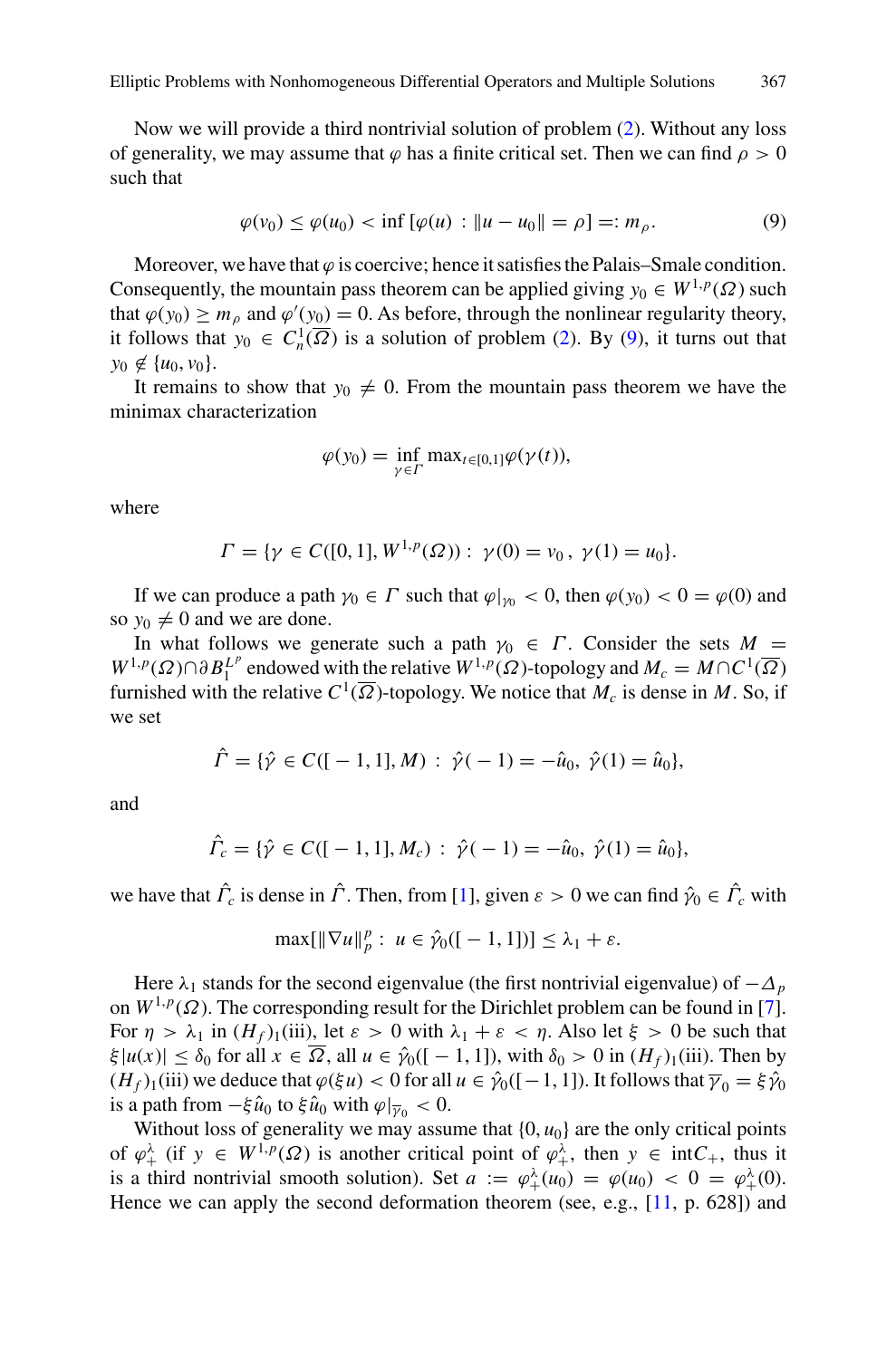Now we will provide a third nontrivial solution of problem (2). Without any loss of generality, we may assume that $\varphi$ has a finite critical set. Then we can find $\rho > 0$ such that

$$\varphi(v_0) \leq \varphi(u_0) < \inf\,[\varphi(u)\,:\,\|u - u_0\| = \rho] =: m_\rho. \tag{9}$$

Moreover, we have that $\varphi$ is coercive; hence it satisfies the Palais–Smale condition. Consequently, the mountain pass theorem can be applied giving $y_0 \in W^{1,p}(\Omega)$ such that $\varphi(y_0) \geq m_\rho$ and $\varphi'(y_0) = 0$. As before, through the nonlinear regularity theory, it follows that $y_0 \in C_n^1(\overline{\Omega})$ is a solution of problem (2). By (9), it turns out that $y_0 \notin \{u_0, v_0\}$.

It remains to show that $y_0 \neq 0$. From the mountain pass theorem we have the minimax characterization

$$\varphi(y_0) = \inf_{\gamma \in \Gamma} \max\nolimits_{t \in [0,1]} \varphi(\gamma(t)),$$

where

$$\Gamma = \{\gamma \in C([0,1], W^{1,p}(\Omega))\,:\, \gamma(0) = v_0\,,\ \gamma(1) = u_0\}.$$

If we can produce a path $\gamma_0 \in \Gamma$ such that $\varphi|_{\gamma_0} < 0$, then $\varphi(y_0) < 0 = \varphi(0)$ and so $y_0 \neq 0$ and we are done.

In what follows we generate such a path $\gamma_0 \in \Gamma$. Consider the sets $M = W^{1,p}(\Omega) \cap \partial B_1^{L^p}$ endowed with the relative $W^{1,p}(\Omega)$-topology and $M_c = M \cap C^1(\overline{\Omega})$ furnished with the relative $C^1(\overline{\Omega})$-topology. We notice that $M_c$ is dense in $M$. So, if we set

$$\hat{\Gamma} = \{\hat{\gamma} \in C([-1,1], M)\,:\, \hat{\gamma}(-1) = -\hat{u}_0,\ \hat{\gamma}(1) = \hat{u}_0\},$$

and

$$\hat{\Gamma}_c = \{\hat{\gamma} \in C([-1,1], M_c)\,:\, \hat{\gamma}(-1) = -\hat{u}_0,\ \hat{\gamma}(1) = \hat{u}_0\},$$

we have that $\hat{\Gamma}_c$ is dense in $\hat{\Gamma}$. Then, from [1], given $\varepsilon > 0$ we can find $\hat{\gamma}_0 \in \hat{\Gamma}_c$ with

$$\max[\|\nabla u\|_p^p\,:\, u \in \hat{\gamma}_0([-1,1])] \leq \lambda_1 + \varepsilon.$$

Here $\lambda_1$ stands for the second eigenvalue (the first nontrivial eigenvalue) of $-\Delta_p$ on $W^{1,p}(\Omega)$. The corresponding result for the Dirichlet problem can be found in [7]. For $\eta > \lambda_1$ in $(H_f)_1$(iii), let $\varepsilon > 0$ with $\lambda_1 + \varepsilon < \eta$. Also let $\xi > 0$ be such that $\xi|u(x)| \leq \delta_0$ for all $x \in \overline{\Omega}$, all $u \in \hat{\gamma}_0([-1,1])$, with $\delta_0 > 0$ in $(H_f)_1$(iii). Then by $(H_f)_1$(iii) we deduce that $\varphi(\xi u) < 0$ for all $u \in \hat{\gamma}_0([-1,1])$. It follows that $\overline{\gamma}_0 = \xi \hat{\gamma}_0$ is a path from $-\xi \hat{u}_0$ to $\xi \hat{u}_0$ with $\varphi|_{\overline{\gamma}_0} < 0$.

Without loss of generality we may assume that $\{0, u_0\}$ are the only critical points of $\varphi_+^\lambda$ (if $y \in W^{1,p}(\Omega)$ is another critical point of $\varphi_+^\lambda$, then $y \in \mathrm{int}C_+$, thus it is a third nontrivial smooth solution). Set $a := \varphi_+^\lambda(u_0) = \varphi(u_0) < 0 = \varphi_+^\lambda(0)$. Hence we can apply the second deformation theorem (see, e.g., [11, p. 628]) and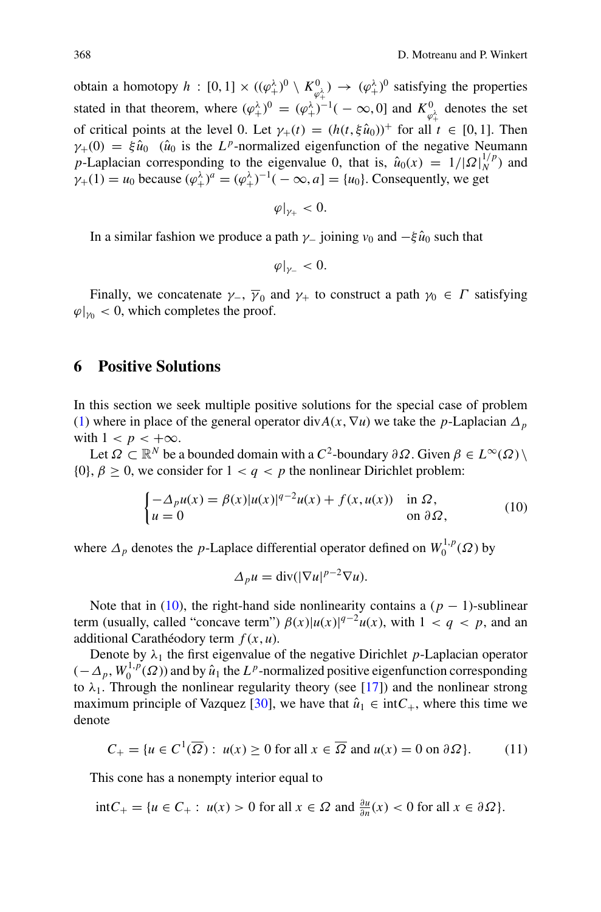obtain a homotopy $h : [0,1] \times ((\varphi_+^\lambda)^0 \setminus K_{\varphi_+^\lambda}^0) \to (\varphi_+^\lambda)^0$ satisfying the properties stated in that theorem, where $(\varphi_+^\lambda)^0 = (\varphi_+^\lambda)^{-1}(-\infty, 0]$ and $K_{\varphi_+^\lambda}^0$ denotes the set of critical points at the level 0. Let $\gamma_+(t) = (h(t, \xi\hat{u}_0))^+$ for all $t \in [0,1]$. Then $\gamma_+(0) = \xi\hat{u}_0$ ($\hat{u}_0$ is the $L^p$-normalized eigenfunction of the negative Neumann $p$-Laplacian corresponding to the eigenvalue 0, that is, $\hat{u}_0(x) = 1/|\Omega|_N^{1/p}$) and $\gamma_+(1) = u_0$ because $(\varphi_+^\lambda)^a = (\varphi_+^\lambda)^{-1}(-\infty, a] = \{u_0\}$. Consequently, we get

$$\varphi|_{\gamma_+} < 0.$$

In a similar fashion we produce a path $\gamma_-$ joining $v_0$ and $-\xi\hat{u}_0$ such that

$$\varphi|_{\gamma_-} < 0.$$

Finally, we concatenate $\gamma_-$, $\overline{\gamma}_0$ and $\gamma_+$ to construct a path $\gamma_0 \in \Gamma$ satisfying $\varphi|_{\gamma_0} < 0$, which completes the proof.

## 6 Positive Solutions

In this section we seek multiple positive solutions for the special case of problem (1) where in place of the general operator $\operatorname{div} A(x, \nabla u)$ we take the $p$-Laplacian $\Delta_p$ with $1 < p < +\infty$.

Let $\Omega \subset \mathbb{R}^N$ be a bounded domain with a $C^2$-boundary $\partial\Omega$. Given $\beta \in L^\infty(\Omega) \setminus \{0\}$, $\beta \geq 0$, we consider for $1 < q < p$ the nonlinear Dirichlet problem:

$$\begin{cases} -\Delta_p u(x) = \beta(x)|u(x)|^{q-2}u(x) + f(x, u(x)) & \text{in } \Omega, \\ u = 0 & \text{on } \partial\Omega, \end{cases} \tag{10}$$

where $\Delta_p$ denotes the $p$-Laplace differential operator defined on $W_0^{1,p}(\Omega)$ by

$$\Delta_p u = \operatorname{div}(|\nabla u|^{p-2}\nabla u).$$

Note that in (10), the right-hand side nonlinearity contains a $(p-1)$-sublinear term (usually, called "concave term") $\beta(x)|u(x)|^{q-2}u(x)$, with $1 < q < p$, and an additional Carathéodory term $f(x, u)$.

Denote by $\lambda_1$ the first eigenvalue of the negative Dirichlet $p$-Laplacian operator $(-\Delta_p, W_0^{1,p}(\Omega))$ and by $\hat{u}_1$ the $L^p$-normalized positive eigenfunction corresponding to $\lambda_1$. Through the nonlinear regularity theory (see [17]) and the nonlinear strong maximum principle of Vazquez [30], we have that $\hat{u}_1 \in \operatorname{int} C_+$, where this time we denote

$$C_+ = \{u \in C^1(\overline{\Omega}) : \, u(x) \geq 0 \text{ for all } x \in \overline{\Omega} \text{ and } u(x) = 0 \text{ on } \partial\Omega\}. \tag{11}$$

This cone has a nonempty interior equal to

$$\operatorname{int} C_+ = \{u \in C_+ : \, u(x) > 0 \text{ for all } x \in \Omega \text{ and } \tfrac{\partial u}{\partial n}(x) < 0 \text{ for all } x \in \partial\Omega\}.$$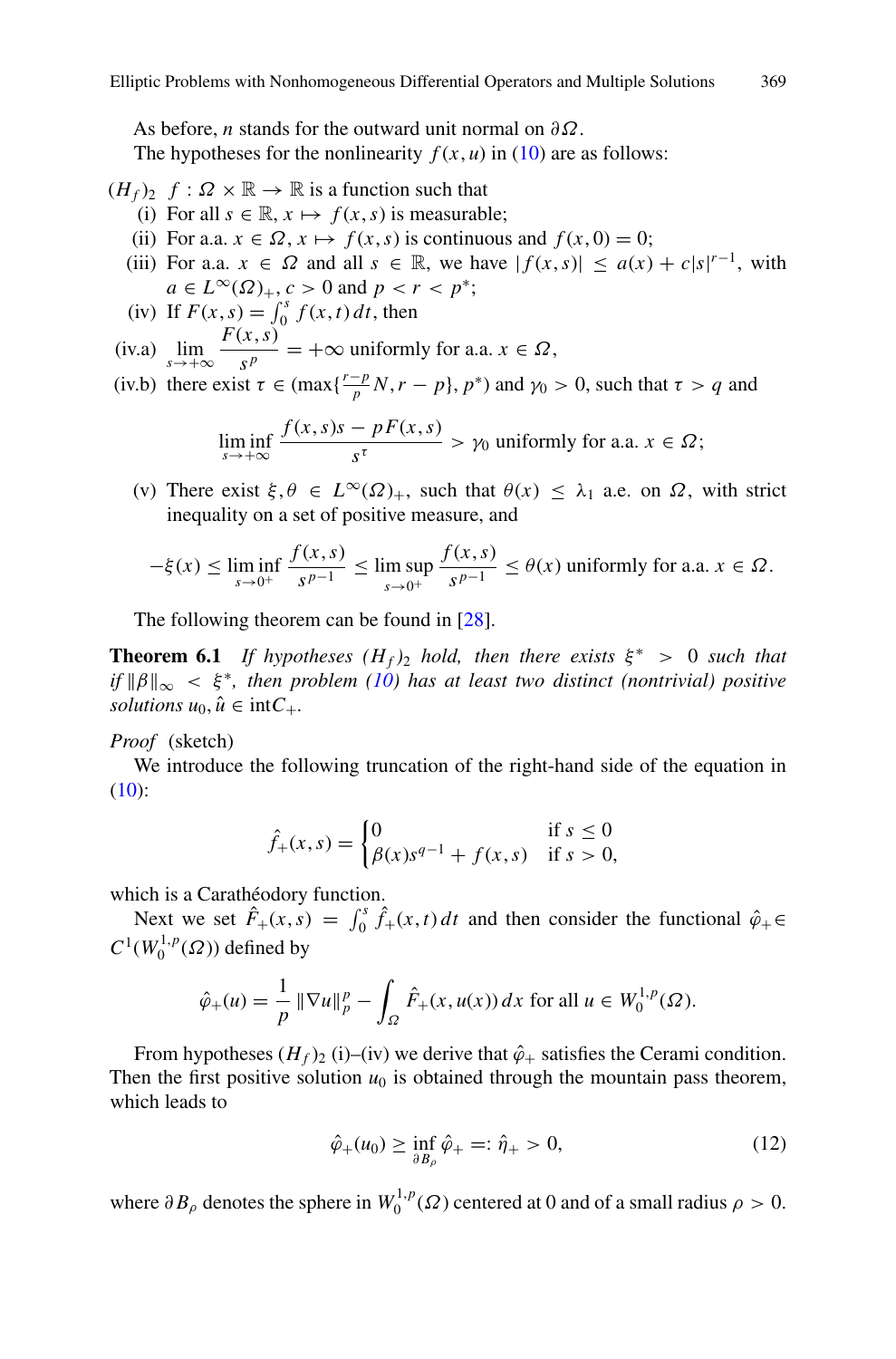As before, $n$ stands for the outward unit normal on $\partial \Omega$.

The hypotheses for the nonlinearity $f(x,u)$ in (10) are as follows:

$(H_f)_2$ $f : \Omega \times \mathbb{R} \to \mathbb{R}$ is a function such that

- (i) For all $s \in \mathbb{R}$, $x \mapsto f(x,s)$ is measurable;
- (ii) For a.a. $x \in \Omega$, $x \mapsto f(x,s)$ is continuous and $f(x,0) = 0$;
- (iii) For a.a. $x \in \Omega$ and all $s \in \mathbb{R}$, we have $|f(x,s)| \le a(x) + c|s|^{r-1}$, with $a \in L^\infty(\Omega)_+$, $c > 0$ and $p < r < p^*$;
- (iv) If $F(x,s) = \int_0^s f(x,t)\,dt$, then
- (iv.a) $\displaystyle\lim_{s\to+\infty} \frac{F(x,s)}{s^p} = +\infty$ uniformly for a.a. $x \in \Omega$,
- (iv.b) there exist $\tau \in (\max\{\frac{r-p}{p}N, r-p\}, p^*)$ and $\gamma_0 > 0$, such that $\tau > q$ and

$$\liminf_{s\to+\infty} \frac{f(x,s)s - pF(x,s)}{s^\tau} > \gamma_0 \text{ uniformly for a.a. } x \in \Omega;$$

- (v) There exist $\xi, \theta \in L^\infty(\Omega)_+$, such that $\theta(x) \le \lambda_1$ a.e. on $\Omega$, with strict inequality on a set of positive measure, and

$$-\xi(x) \le \liminf_{s\to 0^+} \frac{f(x,s)}{s^{p-1}} \le \limsup_{s\to 0^+} \frac{f(x,s)}{s^{p-1}} \le \theta(x) \text{ uniformly for a.a. } x \in \Omega.$$

The following theorem can be found in [28].

**Theorem 6.1** *If hypotheses $(H_f)_2$ hold, then there exists $\xi^* > 0$ such that if $\|\beta\|_\infty < \xi^*$, then problem (10) has at least two distinct (nontrivial) positive solutions $u_0, \hat{u} \in \operatorname{int} C_+$.*

*Proof* (sketch)

We introduce the following truncation of the right-hand side of the equation in (10):

$$\hat{f}_+(x,s) = \begin{cases} 0 & \text{if } s \le 0 \\ \beta(x)s^{q-1} + f(x,s) & \text{if } s > 0, \end{cases}$$

which is a Carathéodory function.

Next we set $\hat{F}_+(x,s) = \int_0^s \hat{f}_+(x,t)\,dt$ and then consider the functional $\hat{\varphi}_+ \in C^1(W_0^{1,p}(\Omega))$ defined by

$$\hat{\varphi}_+(u) = \frac{1}{p}\|\nabla u\|_p^p - \int_\Omega \hat{F}_+(x,u(x))\,dx \text{ for all } u \in W_0^{1,p}(\Omega).$$

From hypotheses $(H_f)_2$ (i)–(iv) we derive that $\hat{\varphi}_+$ satisfies the Cerami condition. Then the first positive solution $u_0$ is obtained through the mountain pass theorem, which leads to

$$\hat{\varphi}_+(u_0) \ge \inf_{\partial B_\rho} \hat{\varphi}_+ =: \hat{\eta}_+ > 0, \tag{12}$$

where $\partial B_\rho$ denotes the sphere in $W_0^{1,p}(\Omega)$ centered at 0 and of a small radius $\rho > 0$.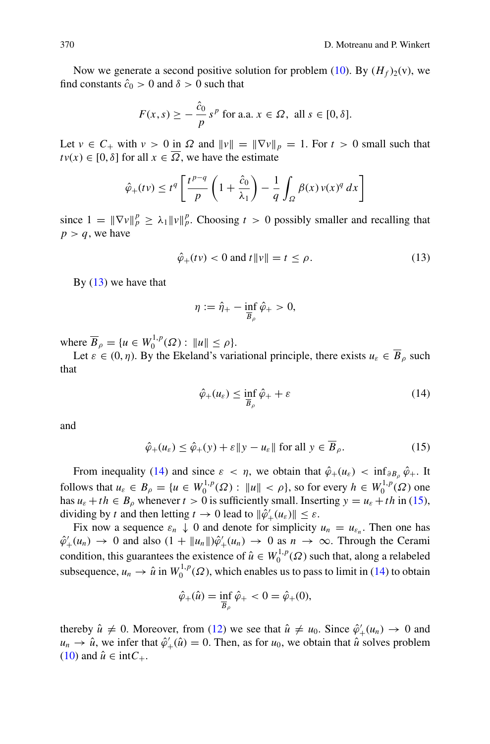Now we generate a second positive solution for problem (10). By $(H_f)_2$(v), we find constants $\hat{c}_0 > 0$ and $\delta > 0$ such that

$$F(x,s) \geq -\frac{\hat{c}_0}{p} s^p \text{ for a.a. } x \in \Omega, \text{ all } s \in [0,\delta].$$

Let $v \in C_+$ with $v > 0$ in $\Omega$ and $\|v\| = \|\nabla v\|_p = 1$. For $t > 0$ small such that $tv(x) \in [0,\delta]$ for all $x \in \overline{\Omega}$, we have the estimate

$$\hat{\varphi}_+(tv) \leq t^q \left[ \frac{t^{p-q}}{p}\left(1+\frac{\hat{c}_0}{\lambda_1}\right) - \frac{1}{q}\int_\Omega \beta(x)\, v(x)^q\, dx \right]$$

since $1 = \|\nabla v\|_p^p \geq \lambda_1 \|v\|_p^p$. Choosing $t > 0$ possibly smaller and recalling that $p > q$, we have

$$\hat{\varphi}_+(tv) < 0 \text{ and } t\|v\| = t \leq \rho. \tag{13}$$

By (13) we have that

$$\eta := \hat{\eta}_+ - \inf_{\overline{B}_\rho} \hat{\varphi}_+ > 0,$$

where $\overline{B}_\rho = \{u \in W_0^{1,p}(\Omega) : \|u\| \leq \rho\}$.

Let $\varepsilon \in (0,\eta)$. By the Ekeland's variational principle, there exists $u_\varepsilon \in \overline{B}_\rho$ such that

$$\hat{\varphi}_+(u_\varepsilon) \leq \inf_{\overline{B}_\rho} \hat{\varphi}_+ + \varepsilon \tag{14}$$

and

$$\hat{\varphi}_+(u_\varepsilon) \leq \hat{\varphi}_+(y) + \varepsilon\|y-u_\varepsilon\| \text{ for all } y \in \overline{B}_\rho. \tag{15}$$

From inequality (14) and since $\varepsilon < \eta$, we obtain that $\hat{\varphi}_+(u_\varepsilon) < \inf_{\partial B_\rho} \hat{\varphi}_+$. It follows that $u_\varepsilon \in B_\rho = \{u \in W_0^{1,p}(\Omega) : \|u\| < \rho\}$, so for every $h \in W_0^{1,p}(\Omega)$ one has $u_\varepsilon + th \in B_\rho$ whenever $t > 0$ is sufficiently small. Inserting $y = u_\varepsilon + th$ in (15), dividing by $t$ and then letting $t \to 0$ lead to $\|\hat{\varphi}_+'(u_\varepsilon)\| \leq \varepsilon$.

Fix now a sequence $\varepsilon_n \downarrow 0$ and denote for simplicity $u_n = u_{\varepsilon_n}$. Then one has $\hat{\varphi}_+'(u_n) \to 0$ and also $(1+\|u_n\|)\hat{\varphi}_+'(u_n) \to 0$ as $n \to \infty$. Through the Cerami condition, this guarantees the existence of $\hat{u} \in W_0^{1,p}(\Omega)$ such that, along a relabeled subsequence, $u_n \to \hat{u}$ in $W_0^{1,p}(\Omega)$, which enables us to pass to limit in (14) to obtain

$$\hat{\varphi}_+(\hat{u}) = \inf_{\overline{B}_\rho} \hat{\varphi}_+ < 0 = \hat{\varphi}_+(0),$$

thereby $\hat{u} \neq 0$. Moreover, from (12) we see that $\hat{u} \neq u_0$. Since $\hat{\varphi}_+'(u_n) \to 0$ and $u_n \to \hat{u}$, we infer that $\hat{\varphi}_+'(\hat{u}) = 0$. Then, as for $u_0$, we obtain that $\hat{u}$ solves problem (10) and $\hat{u} \in \operatorname{int} C_+$.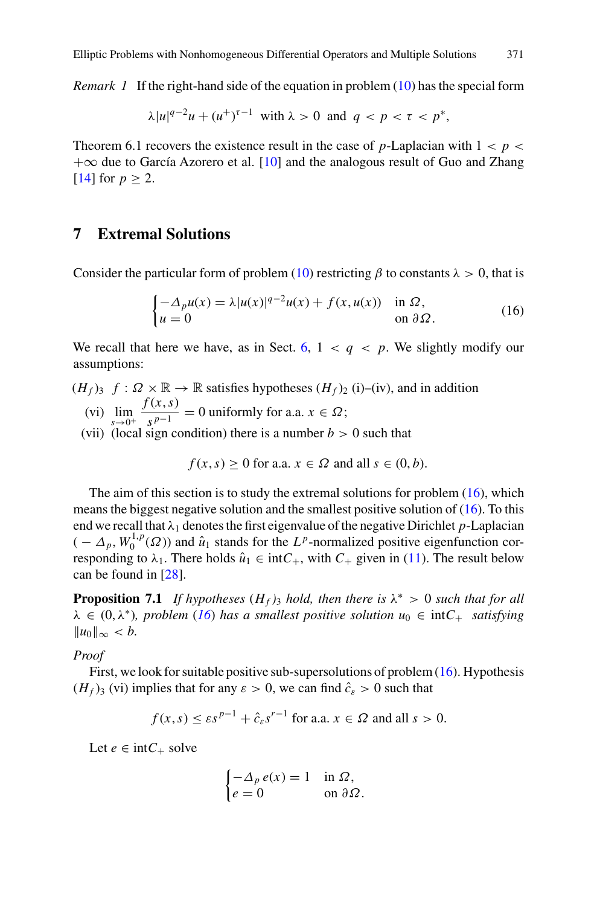*Remark 1* If the right-hand side of the equation in problem (10) has the special form

$$\lambda|u|^{q-2}u + (u^+)^{\tau-1} \text{ with } \lambda > 0 \text{ and } q < p < \tau < p^*,$$

Theorem 6.1 recovers the existence result in the case of $p$-Laplacian with $1 < p < +\infty$ due to García Azorero et al. [10] and the analogous result of Guo and Zhang [14] for $p \geq 2$.

## 7 Extremal Solutions

Consider the particular form of problem (10) restricting $\beta$ to constants $\lambda > 0$, that is

$$\begin{cases} -\Delta_p u(x) = \lambda|u(x)|^{q-2}u(x) + f(x, u(x)) & \text{in } \Omega, \\ u = 0 & \text{on } \partial\Omega. \end{cases} \tag{16}$$

We recall that here we have, as in Sect. 6, $1 < q < p$. We slightly modify our assumptions:

$(H_f)_3$ $f : \Omega \times \mathbb{R} \to \mathbb{R}$ satisfies hypotheses $(H_f)_2$ (i)–(iv), and in addition

(vi) $\displaystyle\lim_{s\to 0^+} \frac{f(x,s)}{s^{p-1}} = 0$ uniformly for a.a. $x \in \Omega$;

(vii) (local sign condition) there is a number $b > 0$ such that

$$f(x, s) \geq 0 \text{ for a.a. } x \in \Omega \text{ and all } s \in (0, b).$$

The aim of this section is to study the extremal solutions for problem (16), which means the biggest negative solution and the smallest positive solution of (16). To this end we recall that $\lambda_1$ denotes the first eigenvalue of the negative Dirichlet $p$-Laplacian $(-\Delta_p, W_0^{1,p}(\Omega))$ and $\hat{u}_1$ stands for the $L^p$-normalized positive eigenfunction corresponding to $\lambda_1$. There holds $\hat{u}_1 \in \text{int}C_+$, with $C_+$ given in (11). The result below can be found in [28].

**Proposition 7.1** *If hypotheses $(H_f)_3$ hold, then there is $\lambda^* > 0$ such that for all $\lambda \in (0, \lambda^*)$, problem (16) has a smallest positive solution $u_0 \in \text{int}C_+$ satisfying $\|u_0\|_\infty < b$.*

*Proof*

First, we look for suitable positive sub-supersolutions of problem (16). Hypothesis $(H_f)_3$ (vi) implies that for any $\varepsilon > 0$, we can find $\hat{c}_\varepsilon > 0$ such that

$$f(x, s) \leq \varepsilon s^{p-1} + \hat{c}_\varepsilon s^{r-1} \text{ for a.a. } x \in \Omega \text{ and all } s > 0.$$

Let $e \in \text{int}C_+$ solve

$$\begin{cases} -\Delta_p e(x) = 1 & \text{in } \Omega, \\ e = 0 & \text{on } \partial\Omega. \end{cases}$$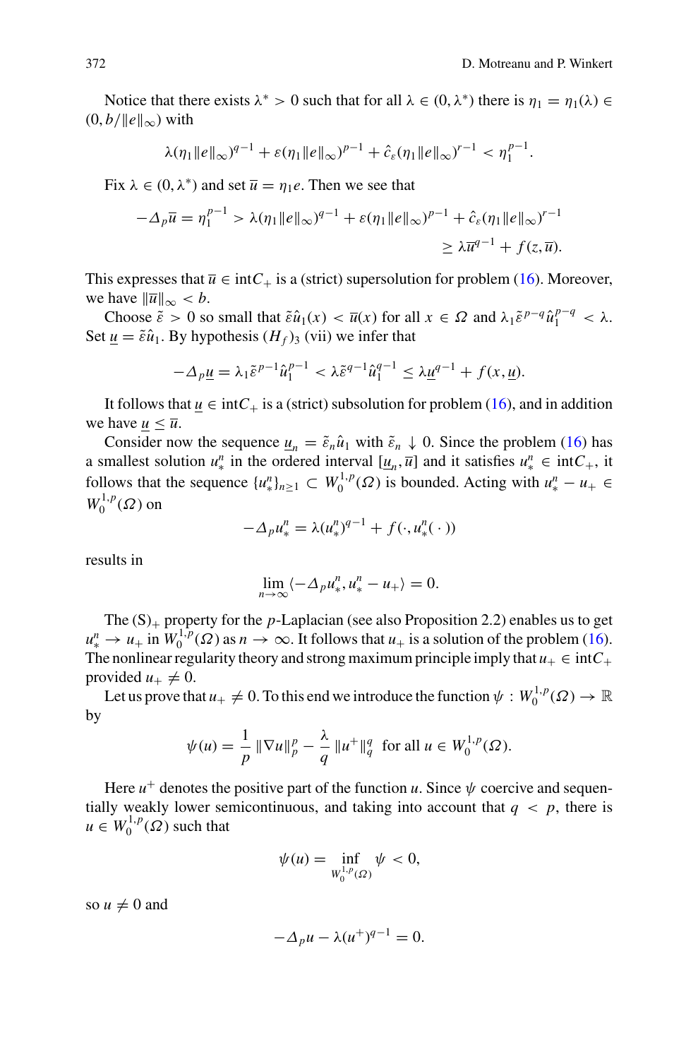Notice that there exists $\lambda^* > 0$ such that for all $\lambda \in (0, \lambda^*)$ there is $\eta_1 = \eta_1(\lambda) \in (0, b/\|e\|_\infty)$ with

$$\lambda(\eta_1 \|e\|_\infty)^{q-1} + \varepsilon(\eta_1 \|e\|_\infty)^{p-1} + \hat{c}_\varepsilon(\eta_1 \|e\|_\infty)^{r-1} < \eta_1^{p-1}.$$

Fix $\lambda \in (0, \lambda^*)$ and set $\overline{u} = \eta_1 e$. Then we see that

$$\begin{aligned} -\Delta_p \overline{u} = \eta_1^{p-1} &> \lambda(\eta_1 \|e\|_\infty)^{q-1} + \varepsilon(\eta_1 \|e\|_\infty)^{p-1} + \hat{c}_\varepsilon(\eta_1 \|e\|_\infty)^{r-1} \\ &\geq \lambda \overline{u}^{q-1} + f(z, \overline{u}). \end{aligned}$$

This expresses that $\overline{u} \in \operatorname{int} C_+$ is a (strict) supersolution for problem (16). Moreover, we have $\|\overline{u}\|_\infty < b$.

Choose $\tilde{\varepsilon} > 0$ so small that $\tilde{\varepsilon}\hat{u}_1(x) < \overline{u}(x)$ for all $x \in \Omega$ and $\lambda_1 \tilde{\varepsilon}^{p-q} \hat{u}_1^{p-q} < \lambda$. Set $\underline{u} = \tilde{\varepsilon}\hat{u}_1$. By hypothesis $(H_f)_3$ (vii) we infer that

$$-\Delta_p \underline{u} = \lambda_1 \tilde{\varepsilon}^{p-1} \hat{u}_1^{p-1} < \lambda \tilde{\varepsilon}^{q-1} \hat{u}_1^{q-1} \leq \lambda \underline{u}^{q-1} + f(x, \underline{u}).$$

It follows that $\underline{u} \in \operatorname{int} C_+$ is a (strict) subsolution for problem (16), and in addition we have $\underline{u} \leq \overline{u}$.

Consider now the sequence $\underline{u}_n = \tilde{\varepsilon}_n \hat{u}_1$ with $\tilde{\varepsilon}_n \downarrow 0$. Since the problem (16) has a smallest solution $u_*^n$ in the ordered interval $[\underline{u}_n, \overline{u}]$ and it satisfies $u_*^n \in \operatorname{int} C_+$, it follows that the sequence $\{u_*^n\}_{n \geq 1} \subset W_0^{1,p}(\Omega)$ is bounded. Acting with $u_*^n - u_+ \in W_0^{1,p}(\Omega)$ on

$$-\Delta_p u_*^n = \lambda (u_*^n)^{q-1} + f(\cdot, u_*^n(\cdot))$$

results in

$$\lim_{n \to \infty} \langle -\Delta_p u_*^n, u_*^n - u_+ \rangle = 0.$$

The $(S)_+$ property for the $p$-Laplacian (see also Proposition 2.2) enables us to get $u_*^n \to u_+$ in $W_0^{1,p}(\Omega)$ as $n \to \infty$. It follows that $u_+$ is a solution of the problem (16). The nonlinear regularity theory and strong maximum principle imply that $u_+ \in \operatorname{int} C_+$ provided $u_+ \neq 0$.

Let us prove that $u_+ \neq 0$. To this end we introduce the function $\psi : W_0^{1,p}(\Omega) \to \mathbb{R}$ by

$$\psi(u) = \frac{1}{p} \|\nabla u\|_p^p - \frac{\lambda}{q} \|u^+\|_q^q \text{ for all } u \in W_0^{1,p}(\Omega).$$

Here $u^+$ denotes the positive part of the function $u$. Since $\psi$ coercive and sequentially weakly lower semicontinuous, and taking into account that $q < p$, there is $u \in W_0^{1,p}(\Omega)$ such that

$$\psi(u) = \inf_{W_0^{1,p}(\Omega)} \psi < 0,$$

so $u \neq 0$ and

$$-\Delta_p u - \lambda (u^+)^{q-1} = 0.$$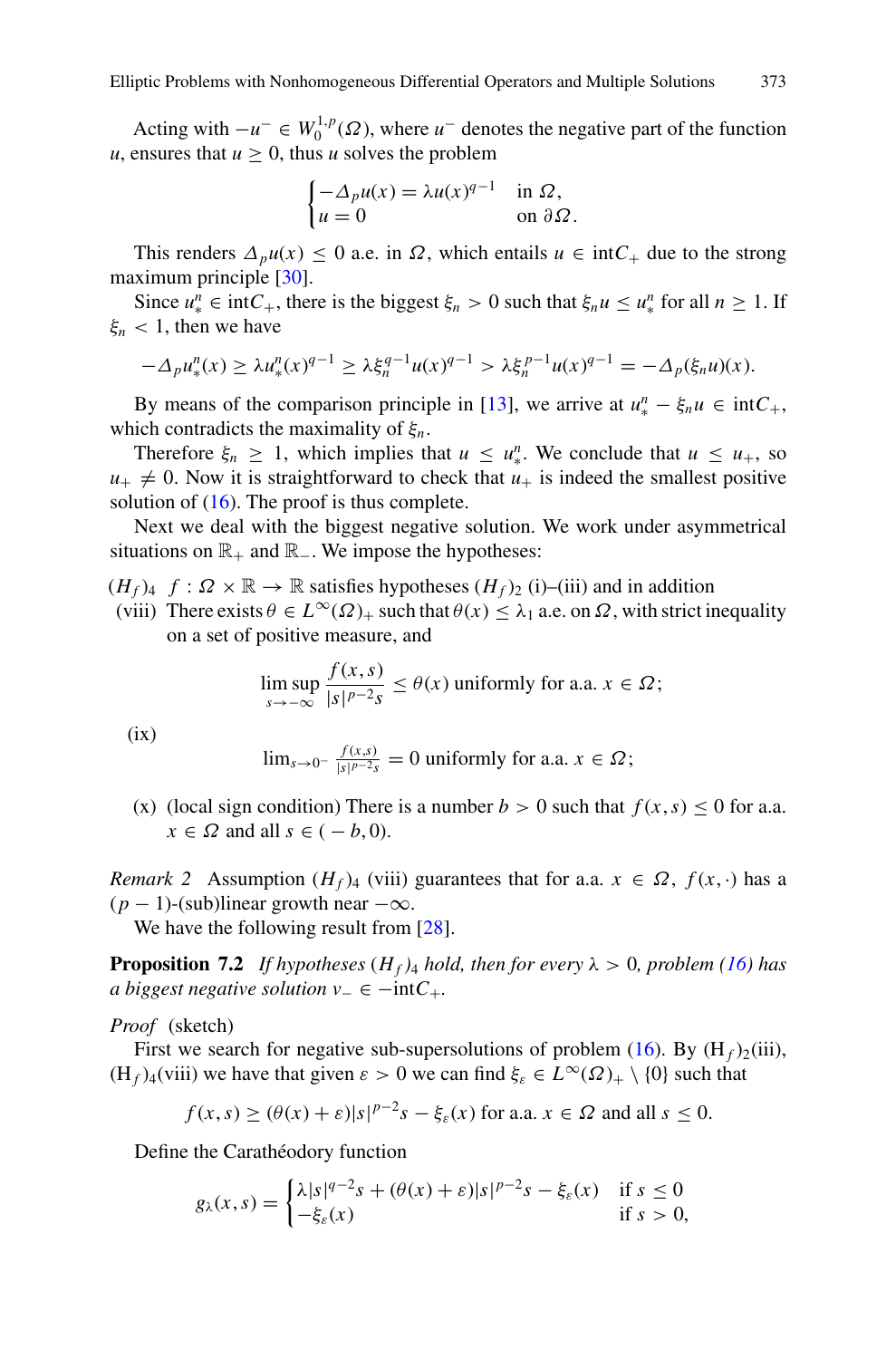Acting with $-u^- \in W_0^{1,p}(\Omega)$, where $u^-$ denotes the negative part of the function $u$, ensures that $u \geq 0$, thus $u$ solves the problem

$$\begin{cases} -\Delta_p u(x) = \lambda u(x)^{q-1} & \text{in } \Omega, \\ u = 0 & \text{on } \partial\Omega. \end{cases}$$

This renders $\Delta_p u(x) \leq 0$ a.e. in $\Omega$, which entails $u \in \text{int}C_+$ due to the strong maximum principle [30].

Since $u_*^n \in \text{int}C_+$, there is the biggest $\xi_n > 0$ such that $\xi_n u \leq u_*^n$ for all $n \geq 1$. If $\xi_n < 1$, then we have

$$-\Delta_p u_*^n(x) \geq \lambda u_*^n(x)^{q-1} \geq \lambda \xi_n^{q-1} u(x)^{q-1} > \lambda \xi_n^{p-1} u(x)^{q-1} = -\Delta_p(\xi_n u)(x).$$

By means of the comparison principle in [13], we arrive at $u_*^n - \xi_n u \in \text{int}C_+$, which contradicts the maximality of $\xi_n$.

Therefore $\xi_n \geq 1$, which implies that $u \leq u_*^n$. We conclude that $u \leq u_+$, so $u_+ \neq 0$. Now it is straightforward to check that $u_+$ is indeed the smallest positive solution of (16). The proof is thus complete.

Next we deal with the biggest negative solution. We work under asymmetrical situations on $\mathbb{R}_+$ and $\mathbb{R}_-$. We impose the hypotheses:

$(H_f)_4$ $f : \Omega \times \mathbb{R} \to \mathbb{R}$ satisfies hypotheses $(H_f)_2$ (i)–(iii) and in addition

(viii) There exists $\theta \in L^\infty(\Omega)_+$ such that $\theta(x) \leq \lambda_1$ a.e. on $\Omega$, with strict inequality on a set of positive measure, and

$$\limsup_{s \to -\infty} \frac{f(x,s)}{|s|^{p-2}s} \leq \theta(x) \text{ uniformly for a.a. } x \in \Omega;$$

(ix)

$$\lim_{s \to 0^-} \frac{f(x,s)}{|s|^{p-2}s} = 0 \text{ uniformly for a.a. } x \in \Omega;$$

(x) (local sign condition) There is a number $b > 0$ such that $f(x,s) \leq 0$ for a.a. $x \in \Omega$ and all $s \in (-b, 0)$.

*Remark 2* Assumption $(H_f)_4$ (viii) guarantees that for a.a. $x \in \Omega$, $f(x, \cdot)$ has a $(p-1)$-(sub)linear growth near $-\infty$.

We have the following result from [28].

**Proposition 7.2** *If hypotheses $(H_f)_4$ hold, then for every $\lambda > 0$, problem (16) has a biggest negative solution $v_- \in -\text{int}C_+$.*

*Proof* (sketch)

First we search for negative sub-supersolutions of problem (16). By $(H_f)_2$(iii), $(H_f)_4$(viii) we have that given $\varepsilon > 0$ we can find $\xi_\varepsilon \in L^\infty(\Omega)_+ \setminus \{0\}$ such that

$$f(x,s) \geq (\theta(x) + \varepsilon)|s|^{p-2}s - \xi_\varepsilon(x) \text{ for a.a. } x \in \Omega \text{ and all } s \leq 0.$$

Define the Carathéodory function

$$g_\lambda(x,s) = \begin{cases} \lambda|s|^{q-2}s + (\theta(x)+\varepsilon)|s|^{p-2}s - \xi_\varepsilon(x) & \text{if } s \leq 0 \\ -\xi_\varepsilon(x) & \text{if } s > 0, \end{cases}$$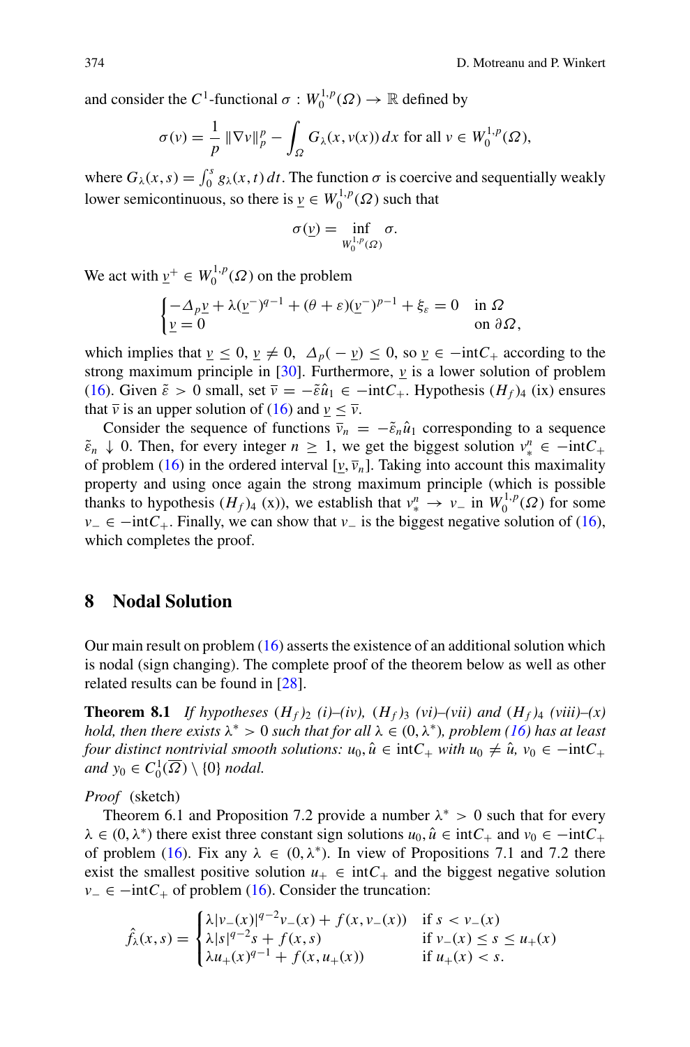and consider the $C^1$-functional $\sigma : W_0^{1,p}(\Omega) \to \mathbb{R}$ defined by

$$\sigma(v) = \frac{1}{p}\,\|\nabla v\|_p^p - \int_\Omega G_\lambda(x, v(x))\,dx \text{ for all } v \in W_0^{1,p}(\Omega),$$

where $G_\lambda(x,s) = \int_0^s g_\lambda(x,t)\,dt$. The function $\sigma$ is coercive and sequentially weakly lower semicontinuous, so there is $\underline{v} \in W_0^{1,p}(\Omega)$ such that

$$\sigma(\underline{v}) = \inf_{W_0^{1,p}(\Omega)} \sigma.$$

We act with $\underline{v}^+ \in W_0^{1,p}(\Omega)$ on the problem

$$\begin{cases} -\Delta_p \underline{v} + \lambda(\underline{v}^-)^{q-1} + (\theta + \varepsilon)(\underline{v}^-)^{p-1} + \xi_\varepsilon = 0 & \text{in } \Omega \\ \underline{v} = 0 & \text{on } \partial\Omega, \end{cases}$$

which implies that $\underline{v} \le 0$, $\underline{v} \ne 0$, $\Delta_p(-\underline{v}) \le 0$, so $\underline{v} \in -\text{int}C_+$ according to the strong maximum principle in [30]. Furthermore, $\underline{v}$ is a lower solution of problem (16). Given $\tilde{\varepsilon} > 0$ small, set $\overline{v} = -\tilde{\varepsilon}\hat{u}_1 \in -\text{int}C_+$. Hypothesis $(H_f)_4$ (ix) ensures that $\overline{v}$ is an upper solution of (16) and $\underline{v} \le \overline{v}$.

Consider the sequence of functions $\overline{v}_n = -\tilde{\varepsilon}_n\hat{u}_1$ corresponding to a sequence $\tilde{\varepsilon}_n \downarrow 0$. Then, for every integer $n \ge 1$, we get the biggest solution $v_*^n \in -\text{int}C_+$ of problem (16) in the ordered interval $[\underline{v}, \overline{v}_n]$. Taking into account this maximality property and using once again the strong maximum principle (which is possible thanks to hypothesis $(H_f)_4$ (x)), we establish that $v_*^n \to v_-$ in $W_0^{1,p}(\Omega)$ for some $v_- \in -\text{int}C_+$. Finally, we can show that $v_-$ is the biggest negative solution of (16), which completes the proof.

## 8 Nodal Solution

Our main result on problem (16) asserts the existence of an additional solution which is nodal (sign changing). The complete proof of the theorem below as well as other related results can be found in [28].

**Theorem 8.1** *If hypotheses $(H_f)_2$ (i)–(iv), $(H_f)_3$ (vi)–(vii) and $(H_f)_4$ (viii)–(x) hold, then there exists $\lambda^* > 0$ such that for all $\lambda \in (0, \lambda^*)$, problem (16) has at least four distinct nontrivial smooth solutions: $u_0, \hat{u} \in \text{int}C_+$ with $u_0 \ne \hat{u}$, $v_0 \in -\text{int}C_+$ and $y_0 \in C_0^1(\overline{\Omega}) \setminus \{0\}$ nodal.*

*Proof* (sketch)

Theorem 6.1 and Proposition 7.2 provide a number $\lambda^* > 0$ such that for every $\lambda \in (0, \lambda^*)$ there exist three constant sign solutions $u_0, \hat{u} \in \text{int}C_+$ and $v_0 \in -\text{int}C_+$ of problem (16). Fix any $\lambda \in (0, \lambda^*)$. In view of Propositions 7.1 and 7.2 there exist the smallest positive solution $u_+ \in \text{int}C_+$ and the biggest negative solution $v_- \in -\text{int}C_+$ of problem (16). Consider the truncation:

$$\hat{f}_\lambda(x,s) = \begin{cases} \lambda|v_-(x)|^{q-2}v_-(x) + f(x, v_-(x)) & \text{if } s < v_-(x) \\ \lambda|s|^{q-2}s + f(x,s) & \text{if } v_-(x) \le s \le u_+(x) \\ \lambda u_+(x)^{q-1} + f(x, u_+(x)) & \text{if } u_+(x) < s. \end{cases}$$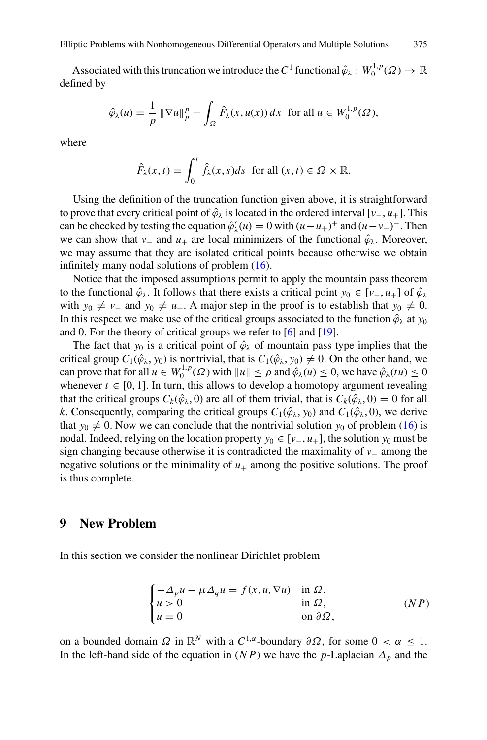Associated with this truncation we introduce the $C^1$ functional $\hat{\varphi}_\lambda : W_0^{1,p}(\Omega) \to \mathbb{R}$ defined by

$$\hat{\varphi}_\lambda(u) = \frac{1}{p} \|\nabla u\|_p^p - \int_\Omega \hat{F}_\lambda(x, u(x))\, dx \quad \text{for all } u \in W_0^{1,p}(\Omega),$$

where

$$\hat{F}_\lambda(x,t) = \int_0^t \hat{f}_\lambda(x,s) ds \quad \text{for all } (x,t) \in \Omega \times \mathbb{R}.$$

Using the definition of the truncation function given above, it is straightforward to prove that every critical point of $\hat{\varphi}_\lambda$ is located in the ordered interval $[v_-, u_+]$. This can be checked by testing the equation $\hat{\varphi}'_\lambda(u) = 0$ with $(u - u_+)^+$ and $(u - v_-)^-$. Then we can show that $v_-$ and $u_+$ are local minimizers of the functional $\hat{\varphi}_\lambda$. Moreover, we may assume that they are isolated critical points because otherwise we obtain infinitely many nodal solutions of problem (16).

Notice that the imposed assumptions permit to apply the mountain pass theorem to the functional $\hat{\varphi}_\lambda$. It follows that there exists a critical point $y_0 \in [v_-, u_+]$ of $\hat{\varphi}_\lambda$ with $y_0 \neq v_-$ and $y_0 \neq u_+$. A major step in the proof is to establish that $y_0 \neq 0$. In this respect we make use of the critical groups associated to the function $\hat{\varphi}_\lambda$ at $y_0$ and 0. For the theory of critical groups we refer to [6] and [19].

The fact that $y_0$ is a critical point of $\hat{\varphi}_\lambda$ of mountain pass type implies that the critical group $C_1(\hat{\varphi}_\lambda, y_0)$ is nontrivial, that is $C_1(\hat{\varphi}_\lambda, y_0) \neq 0$. On the other hand, we can prove that for all $u \in W_0^{1,p}(\Omega)$ with $\|u\| \leq \rho$ and $\hat{\varphi}_\lambda(u) \leq 0$, we have $\hat{\varphi}_\lambda(tu) \leq 0$ whenever $t \in [0, 1]$. In turn, this allows to develop a homotopy argument revealing that the critical groups $C_k(\hat{\varphi}_\lambda, 0)$ are all of them trivial, that is $C_k(\hat{\varphi}_\lambda, 0) = 0$ for all $k$. Consequently, comparing the critical groups $C_1(\hat{\varphi}_\lambda, y_0)$ and $C_1(\hat{\varphi}_\lambda, 0)$, we derive that $y_0 \neq 0$. Now we can conclude that the nontrivial solution $y_0$ of problem (16) is nodal. Indeed, relying on the location property $y_0 \in [v_-, u_+]$, the solution $y_0$ must be sign changing because otherwise it is contradicted the maximality of $v_-$ among the negative solutions or the minimality of $u_+$ among the positive solutions. The proof is thus complete.

## 9 New Problem

In this section we consider the nonlinear Dirichlet problem

$$\begin{cases} -\Delta_p u - \mu \Delta_q u = f(x, u, \nabla u) & \text{in } \Omega, \\ u > 0 & \text{in } \Omega, \\ u = 0 & \text{on } \partial\Omega, \end{cases} \tag{$NP$}$$

on a bounded domain $\Omega$ in $\mathbb{R}^N$ with a $C^{1,\alpha}$-boundary $\partial\Omega$, for some $0 < \alpha \leq 1$. In the left-hand side of the equation in $(NP)$ we have the $p$-Laplacian $\Delta_p$ and the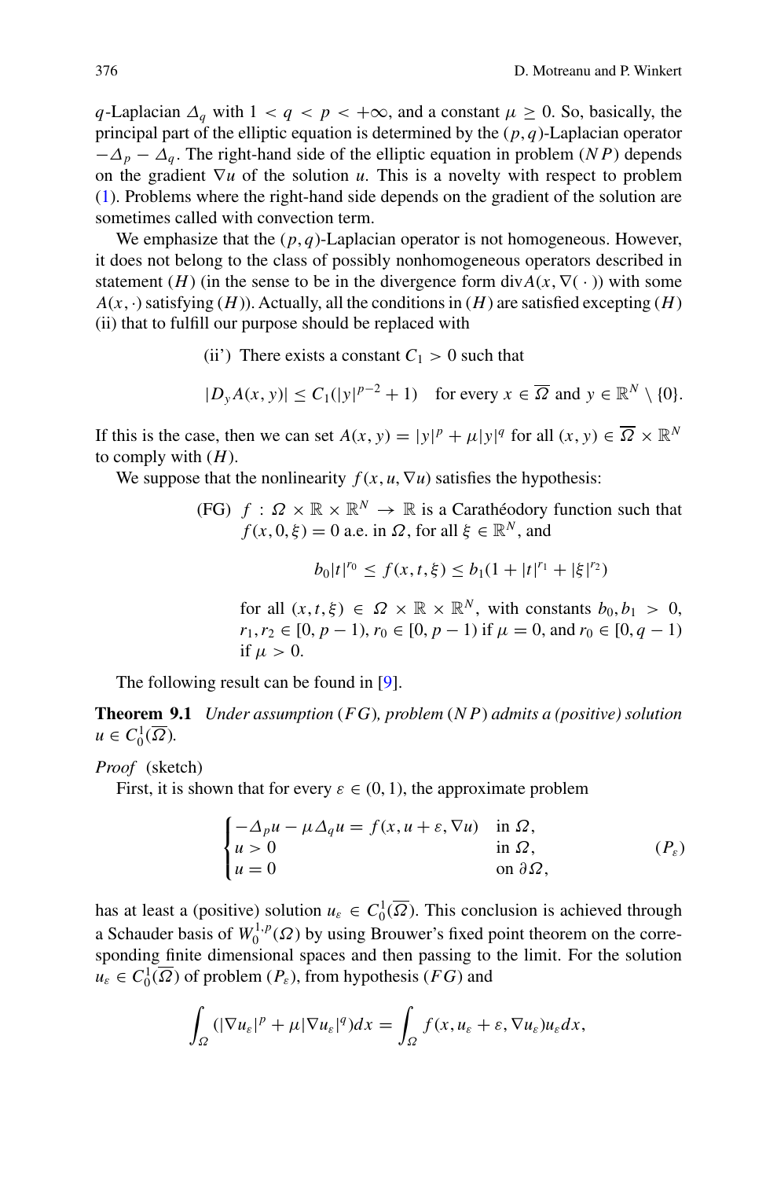$q$-Laplacian $\Delta_q$ with $1 < q < p < +\infty$, and a constant $\mu \geq 0$. So, basically, the principal part of the elliptic equation is determined by the $(p, q)$-Laplacian operator $-\Delta_p - \Delta_q$. The right-hand side of the elliptic equation in problem $(NP)$ depends on the gradient $\nabla u$ of the solution $u$. This is a novelty with respect to problem (1). Problems where the right-hand side depends on the gradient of the solution are sometimes called with convection term.

We emphasize that the $(p, q)$-Laplacian operator is not homogeneous. However, it does not belong to the class of possibly nonhomogeneous operators described in statement $(H)$ (in the sense to be in the divergence form $\text{div} A(x, \nabla(\cdot))$ with some $A(x, \cdot)$ satisfying $(H)$). Actually, all the conditions in $(H)$ are satisfied excepting $(H)$ (ii) that to fulfill our purpose should be replaced with

(ii') There exists a constant $C_1 > 0$ such that

$$|D_y A(x, y)| \leq C_1(|y|^{p-2} + 1) \quad \text{for every } x \in \overline{\Omega} \text{ and } y \in \mathbb{R}^N \setminus \{0\}.$$

If this is the case, then we can set $A(x, y) = |y|^p + \mu|y|^q$ for all $(x, y) \in \overline{\Omega} \times \mathbb{R}^N$ to comply with $(H)$.

We suppose that the nonlinearity $f(x, u, \nabla u)$ satisfies the hypothesis:

(FG) $f : \Omega \times \mathbb{R} \times \mathbb{R}^N \to \mathbb{R}$ is a Carathéodory function such that $f(x, 0, \xi) = 0$ a.e. in $\Omega$, for all $\xi \in \mathbb{R}^N$, and

$$b_0|t|^{r_0} \leq f(x, t, \xi) \leq b_1(1 + |t|^{r_1} + |\xi|^{r_2})$$

for all $(x, t, \xi) \in \Omega \times \mathbb{R} \times \mathbb{R}^N$, with constants $b_0, b_1 > 0$, $r_1, r_2 \in [0, p-1)$, $r_0 \in [0, p-1)$ if $\mu = 0$, and $r_0 \in [0, q-1)$ if $\mu > 0$.

The following result can be found in [9].

**Theorem 9.1** *Under assumption $(FG)$, problem $(NP)$ admits a (positive) solution $u \in C_0^1(\overline{\Omega})$.*

*Proof* (sketch)

First, it is shown that for every $\varepsilon \in (0, 1)$, the approximate problem

$$\begin{cases} -\Delta_p u - \mu \Delta_q u = f(x, u + \varepsilon, \nabla u) & \text{in } \Omega, \\ u > 0 & \text{in } \Omega, \\ u = 0 & \text{on } \partial\Omega, \end{cases} \tag{$P_\varepsilon$}$$

has at least a (positive) solution $u_\varepsilon \in C_0^1(\overline{\Omega})$. This conclusion is achieved through a Schauder basis of $W_0^{1,p}(\Omega)$ by using Brouwer's fixed point theorem on the corresponding finite dimensional spaces and then passing to the limit. For the solution $u_\varepsilon \in C_0^1(\overline{\Omega})$ of problem $(P_\varepsilon)$, from hypothesis $(FG)$ and

$$\int_\Omega (|\nabla u_\varepsilon|^p + \mu|\nabla u_\varepsilon|^q) dx = \int_\Omega f(x, u_\varepsilon + \varepsilon, \nabla u_\varepsilon) u_\varepsilon dx,$$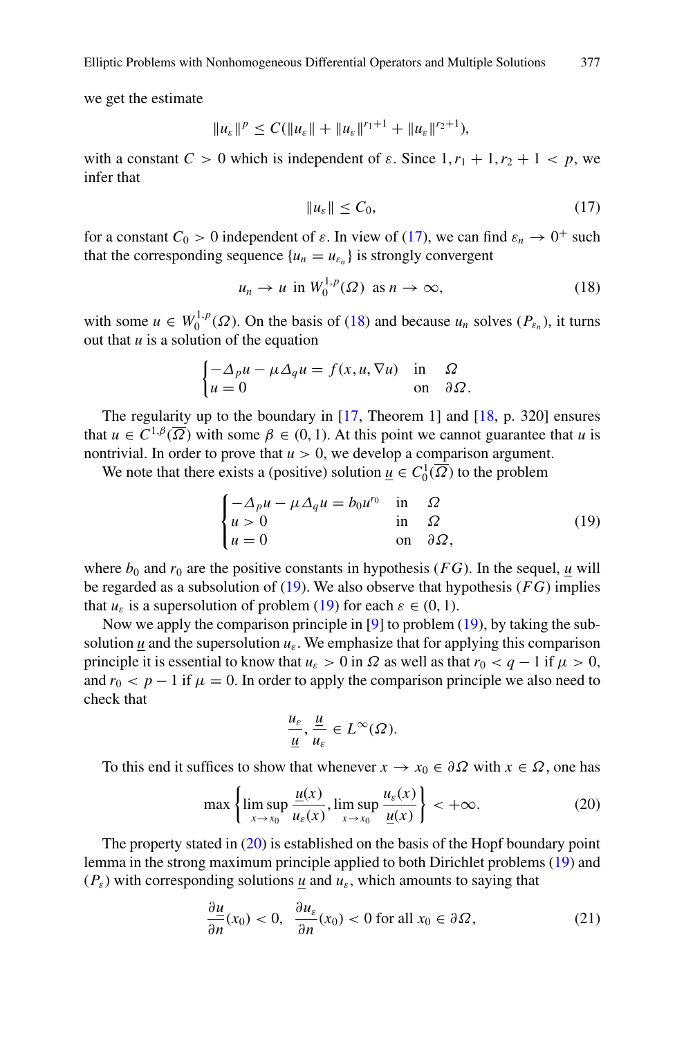we get the estimate

$$\|u_\varepsilon\|^p \leq C(\|u_\varepsilon\| + \|u_\varepsilon\|^{r_1+1} + \|u_\varepsilon\|^{r_2+1}),$$

with a constant $C > 0$ which is independent of $\varepsilon$. Since $1, r_1 + 1, r_2 + 1 < p$, we infer that

$$\|u_\varepsilon\| \leq C_0, \tag{17}$$

for a constant $C_0 > 0$ independent of $\varepsilon$. In view of (17), we can find $\varepsilon_n \to 0^+$ such that the corresponding sequence $\{u_n = u_{\varepsilon_n}\}$ is strongly convergent

$$u_n \to u \text{ in } W_0^{1,p}(\Omega) \text{ as } n \to \infty, \tag{18}$$

with some $u \in W_0^{1,p}(\Omega)$. On the basis of (18) and because $u_n$ solves $(P_{\varepsilon_n})$, it turns out that $u$ is a solution of the equation

$$\begin{cases} -\Delta_p u - \mu \Delta_q u = f(x, u, \nabla u) & \text{in} \quad \Omega \\ u = 0 & \text{on} \quad \partial\Omega. \end{cases}$$

The regularity up to the boundary in [17, Theorem 1] and [18, p. 320] ensures that $u \in C^{1,\beta}(\overline{\Omega})$ with some $\beta \in (0, 1)$. At this point we cannot guarantee that $u$ is nontrivial. In order to prove that $u > 0$, we develop a comparison argument.

We note that there exists a (positive) solution $\underline{u} \in C_0^1(\overline{\Omega})$ to the problem

$$\begin{cases} -\Delta_p u - \mu \Delta_q u = b_0 u^{r_0} & \text{in} \quad \Omega \\ u > 0 & \text{in} \quad \Omega \\ u = 0 & \text{on} \quad \partial\Omega, \end{cases} \tag{19}$$

where $b_0$ and $r_0$ are the positive constants in hypothesis $(FG)$. In the sequel, $\underline{u}$ will be regarded as a subsolution of (19). We also observe that hypothesis $(FG)$ implies that $u_\varepsilon$ is a supersolution of problem (19) for each $\varepsilon \in (0, 1)$.

Now we apply the comparison principle in [9] to problem (19), by taking the subsolution $\underline{u}$ and the supersolution $u_\varepsilon$. We emphasize that for applying this comparison principle it is essential to know that $u_\varepsilon > 0$ in $\Omega$ as well as that $r_0 < q - 1$ if $\mu > 0$, and $r_0 < p - 1$ if $\mu = 0$. In order to apply the comparison principle we also need to check that

$$\frac{u_\varepsilon}{\underline{u}}, \frac{\underline{u}}{u_\varepsilon} \in L^\infty(\Omega).$$

To this end it suffices to show that whenever $x \to x_0 \in \partial\Omega$ with $x \in \Omega$, one has

$$\max\left\{\limsup_{x \to x_0} \frac{\underline{u}(x)}{u_\varepsilon(x)}, \limsup_{x \to x_0} \frac{u_\varepsilon(x)}{\underline{u}(x)}\right\} < +\infty. \tag{20}$$

The property stated in (20) is established on the basis of the Hopf boundary point lemma in the strong maximum principle applied to both Dirichlet problems (19) and $(P_\varepsilon)$ with corresponding solutions $\underline{u}$ and $u_\varepsilon$, which amounts to saying that

$$\frac{\partial \underline{u}}{\partial n}(x_0) < 0, \quad \frac{\partial u_\varepsilon}{\partial n}(x_0) < 0 \text{ for all } x_0 \in \partial\Omega, \tag{21}$$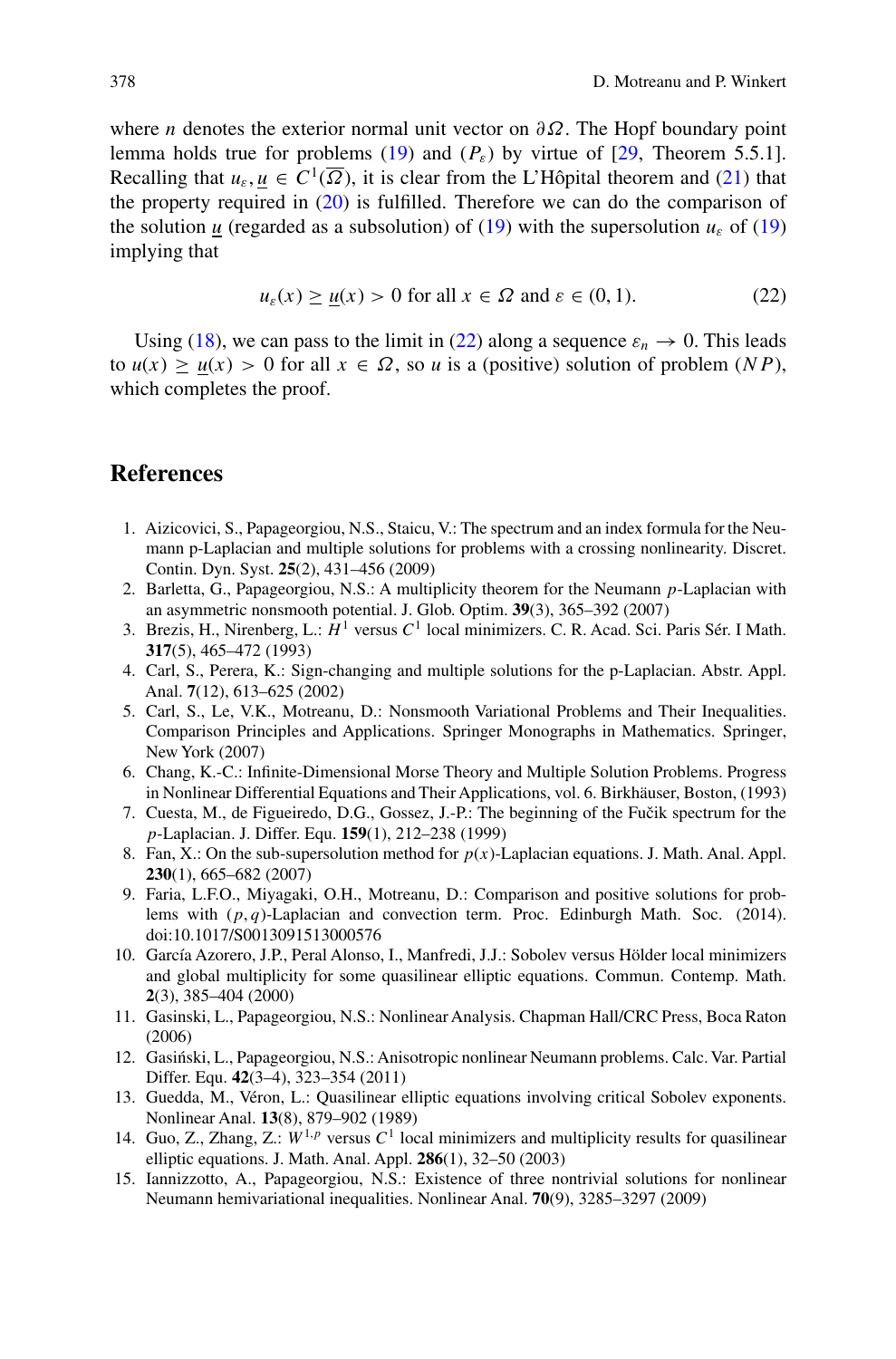where $n$ denotes the exterior normal unit vector on $\partial\Omega$. The Hopf boundary point lemma holds true for problems (19) and $(P_\varepsilon)$ by virtue of [29, Theorem 5.5.1]. Recalling that $u_\varepsilon, \underline{u} \in C^1(\overline{\Omega})$, it is clear from the L'Hôpital theorem and (21) that the property required in (20) is fulfilled. Therefore we can do the comparison of the solution $\underline{u}$ (regarded as a subsolution) of (19) with the supersolution $u_\varepsilon$ of (19) implying that

$$u_\varepsilon(x) \geq \underline{u}(x) > 0 \text{ for all } x \in \Omega \text{ and } \varepsilon \in (0, 1). \tag{22}$$

Using (18), we can pass to the limit in (22) along a sequence $\varepsilon_n \to 0$. This leads to $u(x) \geq \underline{u}(x) > 0$ for all $x \in \Omega$, so $u$ is a (positive) solution of problem $(NP)$, which completes the proof.

## References

1. Aizicovici, S., Papageorgiou, N.S., Staicu, V.: The spectrum and an index formula for the Neumann p-Laplacian and multiple solutions for problems with a crossing nonlinearity. Discret. Contin. Dyn. Syst. **25**(2), 431–456 (2009)
2. Barletta, G., Papageorgiou, N.S.: A multiplicity theorem for the Neumann $p$-Laplacian with an asymmetric nonsmooth potential. J. Glob. Optim. **39**(3), 365–392 (2007)
3. Brezis, H., Nirenberg, L.: $H^1$ versus $C^1$ local minimizers. C. R. Acad. Sci. Paris Sér. I Math. **317**(5), 465–472 (1993)
4. Carl, S., Perera, K.: Sign-changing and multiple solutions for the p-Laplacian. Abstr. Appl. Anal. **7**(12), 613–625 (2002)
5. Carl, S., Le, V.K., Motreanu, D.: Nonsmooth Variational Problems and Their Inequalities. Comparison Principles and Applications. Springer Monographs in Mathematics. Springer, New York (2007)
6. Chang, K.-C.: Infinite-Dimensional Morse Theory and Multiple Solution Problems. Progress in Nonlinear Differential Equations and Their Applications, vol. 6. Birkhäuser, Boston, (1993)
7. Cuesta, M., de Figueiredo, D.G., Gossez, J.-P.: The beginning of the Fučik spectrum for the $p$-Laplacian. J. Differ. Equ. **159**(1), 212–238 (1999)
8. Fan, X.: On the sub-supersolution method for $p(x)$-Laplacian equations. J. Math. Anal. Appl. **230**(1), 665–682 (2007)
9. Faria, L.F.O., Miyagaki, O.H., Motreanu, D.: Comparison and positive solutions for problems with $(p, q)$-Laplacian and convection term. Proc. Edinburgh Math. Soc. (2014). doi:10.1017/S0013091513000576
10. García Azorero, J.P., Peral Alonso, I., Manfredi, J.J.: Sobolev versus Hölder local minimizers and global multiplicity for some quasilinear elliptic equations. Commun. Contemp. Math. **2**(3), 385–404 (2000)
11. Gasinski, L., Papageorgiou, N.S.: Nonlinear Analysis. Chapman Hall/CRC Press, Boca Raton (2006)
12. Gasiński, L., Papageorgiou, N.S.: Anisotropic nonlinear Neumann problems. Calc. Var. Partial Differ. Equ. **42**(3–4), 323–354 (2011)
13. Guedda, M., Véron, L.: Quasilinear elliptic equations involving critical Sobolev exponents. Nonlinear Anal. **13**(8), 879–902 (1989)
14. Guo, Z., Zhang, Z.: $W^{1,p}$ versus $C^1$ local minimizers and multiplicity results for quasilinear elliptic equations. J. Math. Anal. Appl. **286**(1), 32–50 (2003)
15. Iannizzotto, A., Papageorgiou, N.S.: Existence of three nontrivial solutions for nonlinear Neumann hemivariational inequalities. Nonlinear Anal. **70**(9), 3285–3297 (2009)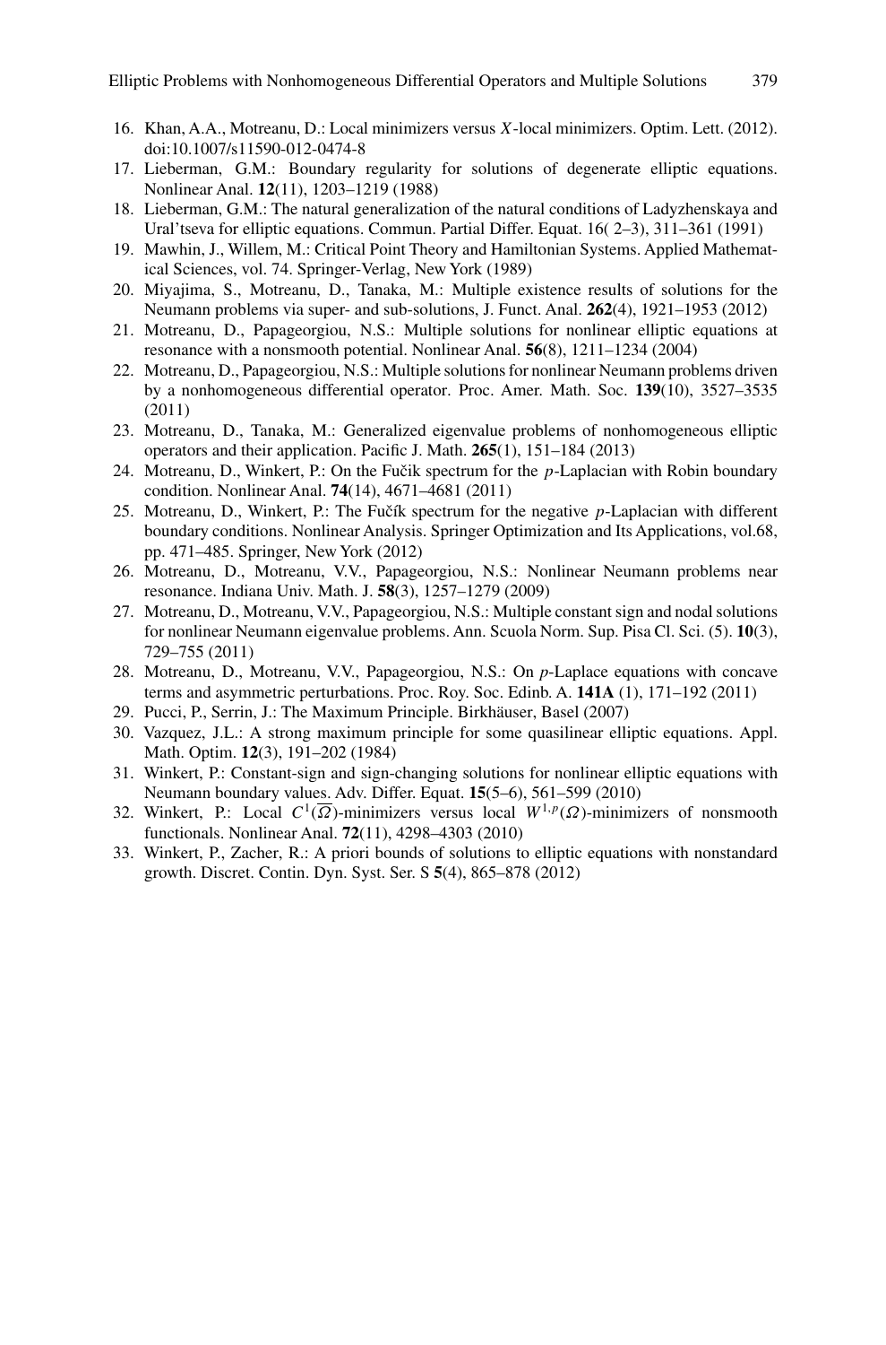16. Khan, A.A., Motreanu, D.: Local minimizers versus $X$-local minimizers. Optim. Lett. (2012). doi:10.1007/s11590-012-0474-8
17. Lieberman, G.M.: Boundary regularity for solutions of degenerate elliptic equations. Nonlinear Anal. **12**(11), 1203–1219 (1988)
18. Lieberman, G.M.: The natural generalization of the natural conditions of Ladyzhenskaya and Ural'tseva for elliptic equations. Commun. Partial Differ. Equat. 16( 2–3), 311–361 (1991)
19. Mawhin, J., Willem, M.: Critical Point Theory and Hamiltonian Systems. Applied Mathematical Sciences, vol. 74. Springer-Verlag, New York (1989)
20. Miyajima, S., Motreanu, D., Tanaka, M.: Multiple existence results of solutions for the Neumann problems via super- and sub-solutions, J. Funct. Anal. **262**(4), 1921–1953 (2012)
21. Motreanu, D., Papageorgiou, N.S.: Multiple solutions for nonlinear elliptic equations at resonance with a nonsmooth potential. Nonlinear Anal. **56**(8), 1211–1234 (2004)
22. Motreanu, D., Papageorgiou, N.S.: Multiple solutions for nonlinear Neumann problems driven by a nonhomogeneous differential operator. Proc. Amer. Math. Soc. **139**(10), 3527–3535 (2011)
23. Motreanu, D., Tanaka, M.: Generalized eigenvalue problems of nonhomogeneous elliptic operators and their application. Pacific J. Math. **265**(1), 151–184 (2013)
24. Motreanu, D., Winkert, P.: On the Fučik spectrum for the $p$-Laplacian with Robin boundary condition. Nonlinear Anal. **74**(14), 4671–4681 (2011)
25. Motreanu, D., Winkert, P.: The Fučík spectrum for the negative $p$-Laplacian with different boundary conditions. Nonlinear Analysis. Springer Optimization and Its Applications, vol.68, pp. 471–485. Springer, New York (2012)
26. Motreanu, D., Motreanu, V.V., Papageorgiou, N.S.: Nonlinear Neumann problems near resonance. Indiana Univ. Math. J. **58**(3), 1257–1279 (2009)
27. Motreanu, D., Motreanu, V.V., Papageorgiou, N.S.: Multiple constant sign and nodal solutions for nonlinear Neumann eigenvalue problems. Ann. Scuola Norm. Sup. Pisa Cl. Sci. (5). **10**(3), 729–755 (2011)
28. Motreanu, D., Motreanu, V.V., Papageorgiou, N.S.: On $p$-Laplace equations with concave terms and asymmetric perturbations. Proc. Roy. Soc. Edinb. A. **141A** (1), 171–192 (2011)
29. Pucci, P., Serrin, J.: The Maximum Principle. Birkhäuser, Basel (2007)
30. Vazquez, J.L.: A strong maximum principle for some quasilinear elliptic equations. Appl. Math. Optim. **12**(3), 191–202 (1984)
31. Winkert, P.: Constant-sign and sign-changing solutions for nonlinear elliptic equations with Neumann boundary values. Adv. Differ. Equat. **15**(5–6), 561–599 (2010)
32. Winkert, P.: Local $C^1(\overline{\Omega})$-minimizers versus local $W^{1,p}(\Omega)$-minimizers of nonsmooth functionals. Nonlinear Anal. **72**(11), 4298–4303 (2010)
33. Winkert, P., Zacher, R.: A priori bounds of solutions to elliptic equations with nonstandard growth. Discret. Contin. Dyn. Syst. Ser. S **5**(4), 865–878 (2012)